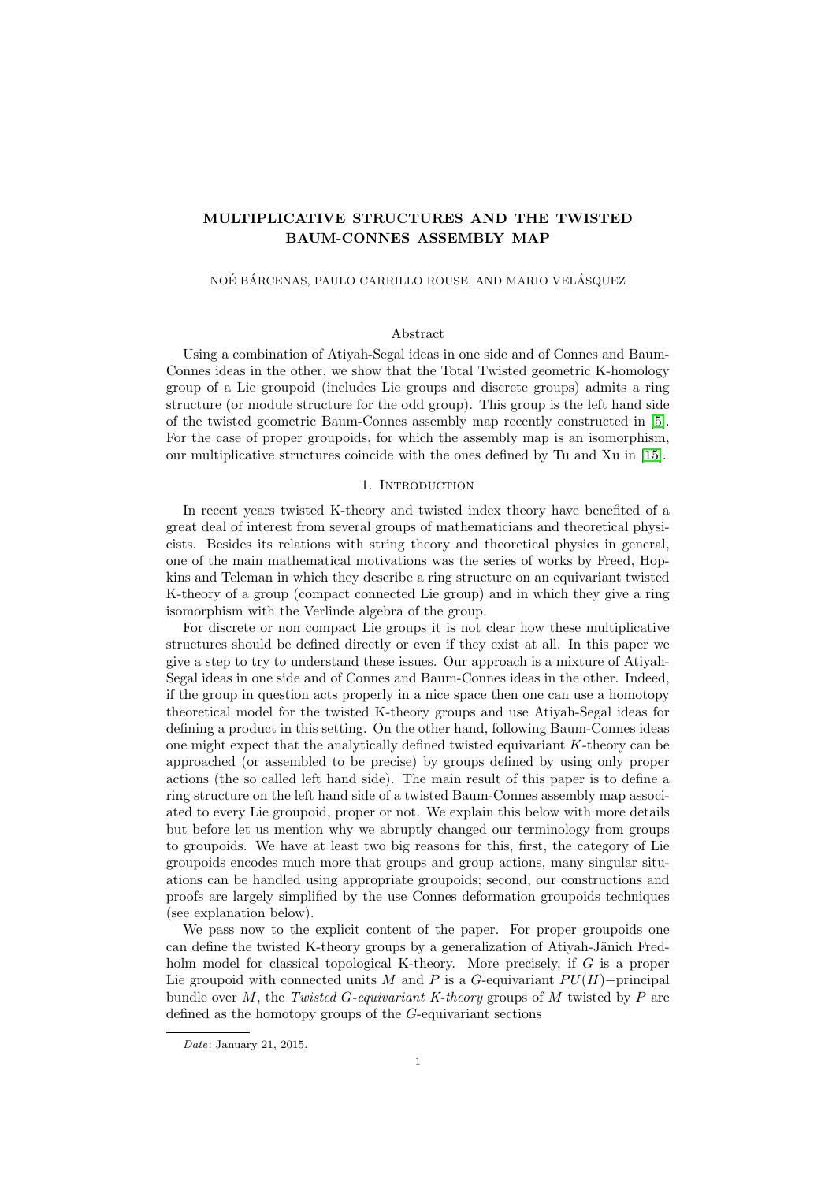# MULTIPLICATIVE STRUCTURES AND THE TWISTED BAUM-CONNES ASSEMBLY MAP

NOÉ BÁRCENAS, PAULO CARRILLO ROUSE, AND MARIO VELÁSQUEZ

## Abstract

Using a combination of Atiyah-Segal ideas in one side and of Connes and Baum-Connes ideas in the other, we show that the Total Twisted geometric K-homology group of a Lie groupoid (includes Lie groups and discrete groups) admits a ring structure (or module structure for the odd group). This group is the left hand side of the twisted geometric Baum-Connes assembly map recently constructed in [5]. For the case of proper groupoids, for which the assembly map is an isomorphism, our multiplicative structures coincide with the ones defined by Tu and Xu in [15].

## 1. Introduction

In recent years twisted K-theory and twisted index theory have benefited of a great deal of interest from several groups of mathematicians and theoretical physicists. Besides its relations with string theory and theoretical physics in general, one of the main mathematical motivations was the series of works by Freed, Hopkins and Teleman in which they describe a ring structure on an equivariant twisted K-theory of a group (compact connected Lie group) and in which they give a ring isomorphism with the Verlinde algebra of the group.

For discrete or non compact Lie groups it is not clear how these multiplicative structures should be defined directly or even if they exist at all. In this paper we give a step to try to understand these issues. Our approach is a mixture of Atiyah-Segal ideas in one side and of Connes and Baum-Connes ideas in the other. Indeed, if the group in question acts properly in a nice space then one can use a homotopy theoretical model for the twisted K-theory groups and use Atiyah-Segal ideas for defining a product in this setting. On the other hand, following Baum-Connes ideas one might expect that the analytically defined twisted equivariant $K$-theory can be approached (or assembled to be precise) by groups defined by using only proper actions (the so called left hand side). The main result of this paper is to define a ring structure on the left hand side of a twisted Baum-Connes assembly map associated to every Lie groupoid, proper or not. We explain this below with more details but before let us mention why we abruptly changed our terminology from groups to groupoids. We have at least two big reasons for this, first, the category of Lie groupoids encodes much more that groups and group actions, many singular situations can be handled using appropriate groupoids; second, our constructions and proofs are largely simplified by the use Connes deformation groupoids techniques (see explanation below).

We pass now to the explicit content of the paper. For proper groupoids one can define the twisted K-theory groups by a generalization of Atiyah-Jänich Fredholm model for classical topological K-theory. More precisely, if $G$ is a proper Lie groupoid with connected units $M$ and $P$ is a $G$-equivariant $PU(H)-$principal bundle over $M$, the *Twisted G-equivariant K-theory* groups of $M$ twisted by $P$ are defined as the homotopy groups of the $G$-equivariant sections

*Date*: January 21, 2015.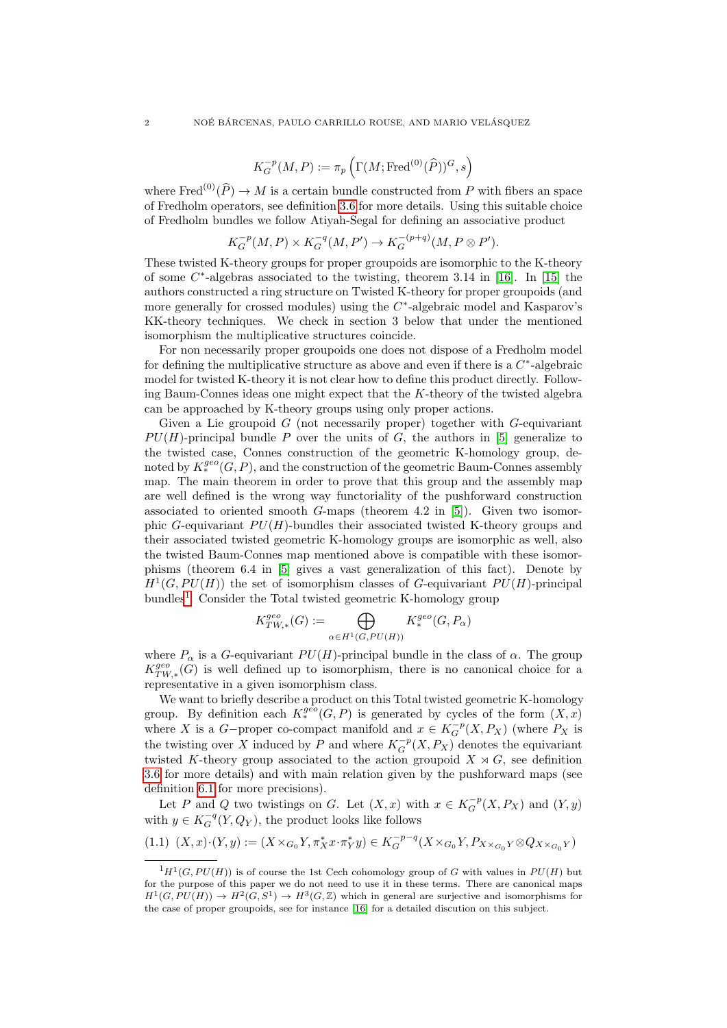$$K_G^{-p}(M,P) := \pi_p\left(\Gamma(M;\mathrm{Fred}^{(0)}(\widehat{P}))^G, s\right)$$

where $\mathrm{Fred}^{(0)}(\widehat{P}) \to M$ is a certain bundle constructed from $P$ with fibers an space of Fredholm operators, see definition 3.6 for more details. Using this suitable choice of Fredholm bundles we follow Atiyah-Segal for defining an associative product

$$K_G^{-p}(M,P) \times K_G^{-q}(M,P') \to K_G^{-(p+q)}(M, P \otimes P').$$

These twisted K-theory groups for proper groupoids are isomorphic to the K-theory of some $C^*$-algebras associated to the twisting, theorem 3.14 in [16]. In [15] the authors constructed a ring structure on Twisted K-theory for proper groupoids (and more generally for crossed modules) using the $C^*$-algebraic model and Kasparov's KK-theory techniques. We check in section 3 below that under the mentioned isomorphism the multiplicative structures coincide.

For non necessarily proper groupoids one does not dispose of a Fredholm model for defining the multiplicative structure as above and even if there is a $C^*$-algebraic model for twisted K-theory it is not clear how to define this product directly. Following Baum-Connes ideas one might expect that the $K$-theory of the twisted algebra can be approached by K-theory groups using only proper actions.

Given a Lie groupoid $G$ (not necessarily proper) together with $G$-equivariant $PU(H)$-principal bundle $P$ over the units of $G$, the authors in [5] generalize to the twisted case, Connes construction of the geometric K-homology group, denoted by $K_*^{geo}(G,P)$, and the construction of the geometric Baum-Connes assembly map. The main theorem in order to prove that this group and the assembly map are well defined is the wrong way functoriality of the pushforward construction associated to oriented smooth $G$-maps (theorem 4.2 in [5]). Given two isomorphic $G$-equivariant $PU(H)$-bundles their associated twisted K-theory groups and their associated twisted geometric K-homology groups are isomorphic as well, also the twisted Baum-Connes map mentioned above is compatible with these isomorphisms (theorem 6.4 in [5] gives a vast generalization of this fact). Denote by $H^1(G, PU(H))$ the set of isomorphism classes of $G$-equivariant $PU(H)$-principal bundles[1]. Consider the Total twisted geometric K-homology group

$$K_{TW,*}^{geo}(G) := \bigoplus_{\alpha \in H^1(G,PU(H))} K_*^{geo}(G, P_\alpha)$$

where $P_\alpha$ is a $G$-equivariant $PU(H)$-principal bundle in the class of $\alpha$. The group $K_{TW,*}^{geo}(G)$ is well defined up to isomorphism, there is no canonical choice for a representative in a given isomorphism class.

We want to briefly describe a product on this Total twisted geometric K-homology group. By definition each $K_*^{geo}(G,P)$ is generated by cycles of the form $(X,x)$ where $X$ is a $G-$proper co-compact manifold and $x \in K_G^{-p}(X, P_X)$ (where $P_X$ is the twisting over $X$ induced by $P$ and where $K_G^{-p}(X,P_X)$ denotes the equivariant twisted $K$-theory group associated to the action groupoid $X \rtimes G$, see definition 3.6 for more details) and with main relation given by the pushforward maps (see definition 6.1 for more precisions).

Let $P$ and $Q$ two twistings on $G$. Let $(X,x)$ with $x \in K_G^{-p}(X, P_X)$ and $(Y,y)$ with $y \in K_G^{-q}(Y, Q_Y)$, the product looks like follows

$$(X,x)\cdot(Y,y) := (X \times_{G_0} Y, \pi_X^* x \cdot \pi_Y^* y) \in K_G^{-p-q}(X \times_{G_0} Y, P_{X \times_{G_0} Y} \otimes Q_{X \times_{G_0} Y}) \tag{1.1}$$

---

[1] $H^1(G, PU(H))$ is of course the 1st Cech cohomology group of $G$ with values in $PU(H)$ but for the purpose of this paper we do not need to use it in these terms. There are canonical maps $H^1(G, PU(H)) \to H^2(G, S^1) \to H^3(G, \mathbb{Z})$ which in general are surjective and isomorphisms for the case of proper groupoids, see for instance [16] for a detailed discution on this subject.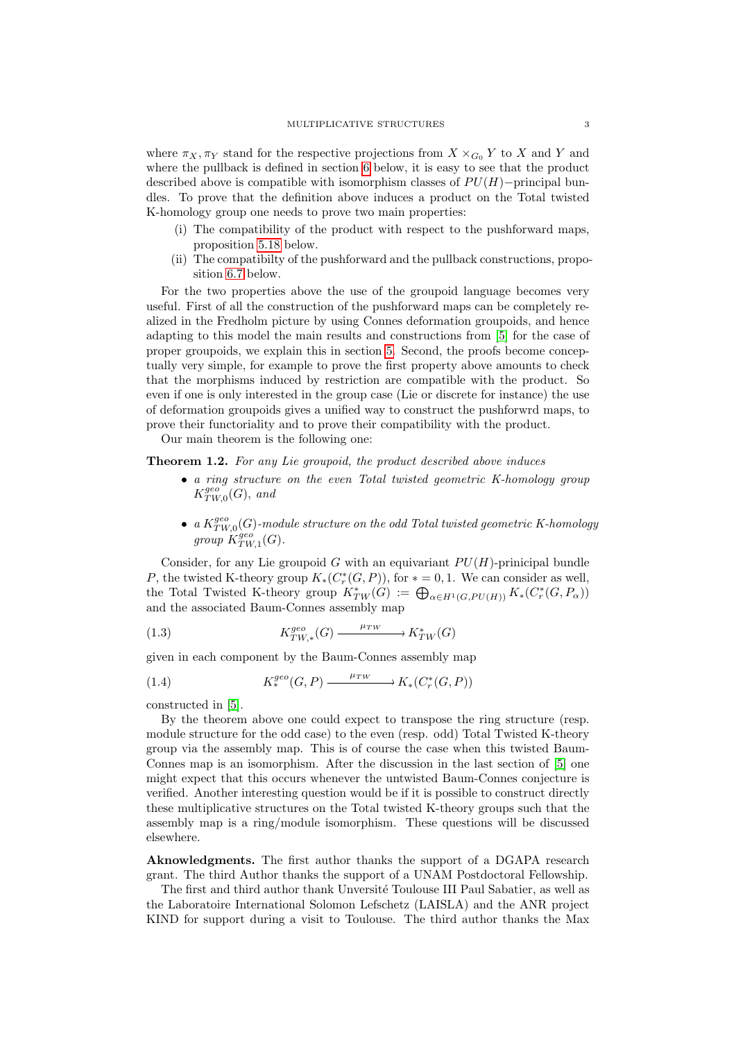where $\pi_X, \pi_Y$ stand for the respective projections from $X \times_{G_0} Y$ to $X$ and $Y$ and where the pullback is defined in section 6 below, it is easy to see that the product described above is compatible with isomorphism classes of $PU(H)-$principal bundles. To prove that the definition above induces a product on the Total twisted K-homology group one needs to prove two main properties:

- (i) The compatibility of the product with respect to the pushforward maps, proposition 5.18 below.
- (ii) The compatibilty of the pushforward and the pullback constructions, proposition 6.7 below.

For the two properties above the use of the groupoid language becomes very useful. First of all the construction of the pushforward maps can be completely realized in the Fredholm picture by using Connes deformation groupoids, and hence adapting to this model the main results and constructions from [5] for the case of proper groupoids, we explain this in section 5. Second, the proofs become conceptually very simple, for example to prove the first property above amounts to check that the morphisms induced by restriction are compatible with the product. So even if one is only interested in the group case (Lie or discrete for instance) the use of deformation groupoids gives a unified way to construct the pushforwrd maps, to prove their functoriality and to prove their compatibility with the product.

Our main theorem is the following one:

**Theorem 1.2.** *For any Lie groupoid, the product described above induces*

- *a ring structure on the even Total twisted geometric K-homology group* $K^{geo}_{TW,0}(G)$*, and*
- *a* $K^{geo}_{TW,0}(G)$*-module structure on the odd Total twisted geometric K-homology group* $K^{geo}_{TW,1}(G)$*.*

Consider, for any Lie groupoid $G$ with an equivariant $PU(H)$-prinicipal bundle $P$, the twisted K-theory group $K_*(C^*_r(G,P))$, for $*=0,1$. We can consider as well, the Total Twisted K-theory group $K^*_{TW}(G) := \bigoplus_{\alpha \in H^1(G,PU(H))} K_*(C^*_r(G,P_\alpha))$ and the associated Baum-Connes assembly map

$$K^{geo}_{TW,*}(G) \xrightarrow{\mu_{TW}} K^*_{TW}(G) \tag{1.3}$$

given in each component by the Baum-Connes assembly map

$$K^{geo}_*(G,P) \xrightarrow{\mu_{TW}} K_*(C^*_r(G,P)) \tag{1.4}$$

constructed in [5].

By the theorem above one could expect to transpose the ring structure (resp. module structure for the odd case) to the even (resp. odd) Total Twisted K-theory group via the assembly map. This is of course the case when this twisted Baum-Connes map is an isomorphism. After the discussion in the last section of [5] one might expect that this occurs whenever the untwisted Baum-Connes conjecture is verified. Another interesting question would be if it is possible to construct directly these multiplicative structures on the Total twisted K-theory groups such that the assembly map is a ring/module isomorphism. These questions will be discussed elsewhere.

**Aknowledgments.** The first author thanks the support of a DGAPA research grant. The third Author thanks the support of a UNAM Postdoctoral Fellowship.

The first and third author thank Unversité Toulouse III Paul Sabatier, as well as the Laboratoire International Solomon Lefschetz (LAISLA) and the ANR project KIND for support during a visit to Toulouse. The third author thanks the Max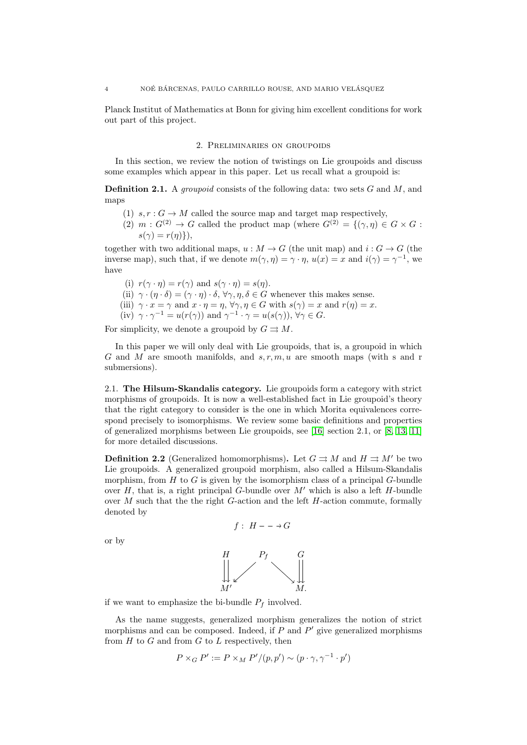Planck Institut of Mathematics at Bonn for giving him excellent conditions for work out part of this project.

## 2. Preliminaries on groupoids

In this section, we review the notion of twistings on Lie groupoids and discuss some examples which appear in this paper. Let us recall what a groupoid is:

**Definition 2.1.** A *groupoid* consists of the following data: two sets $G$ and $M$, and maps

(1) $s, r : G \to M$ called the source map and target map respectively,
(2) $m : G^{(2)} \to G$ called the product map (where $G^{(2)} = \{(\gamma, \eta) \in G \times G : s(\gamma) = r(\eta)\}$),

together with two additional maps, $u : M \to G$ (the unit map) and $i : G \to G$ (the inverse map), such that, if we denote $m(\gamma, \eta) = \gamma \cdot \eta$, $u(x) = x$ and $i(\gamma) = \gamma^{-1}$, we have

(i) $r(\gamma \cdot \eta) = r(\gamma)$ and $s(\gamma \cdot \eta) = s(\eta)$.
(ii) $\gamma \cdot (\eta \cdot \delta) = (\gamma \cdot \eta) \cdot \delta$, $\forall \gamma, \eta, \delta \in G$ whenever this makes sense.
(iii) $\gamma \cdot x = \gamma$ and $x \cdot \eta = \eta$, $\forall \gamma, \eta \in G$ with $s(\gamma) = x$ and $r(\eta) = x$.
(iv) $\gamma \cdot \gamma^{-1} = u(r(\gamma))$ and $\gamma^{-1} \cdot \gamma = u(s(\gamma))$, $\forall \gamma \in G$.

For simplicity, we denote a groupoid by $G \rightrightarrows M$.

In this paper we will only deal with Lie groupoids, that is, a groupoid in which $G$ and $M$ are smooth manifolds, and $s, r, m, u$ are smooth maps (with s and r submersions).

### 2.1. The Hilsum-Skandalis category.

Lie groupoids form a category with strict morphisms of groupoids. It is now a well-established fact in Lie groupoid's theory that the right category to consider is the one in which Morita equivalences correspond precisely to isomorphisms. We review some basic definitions and properties of generalized morphisms between Lie groupoids, see [16] section 2.1, or [8, 13, 11] for more detailed discussions.

**Definition 2.2** (Generalized homomorphisms). Let $G \rightrightarrows M$ and $H \rightrightarrows M'$ be two Lie groupoids. A generalized groupoid morphism, also called a Hilsum-Skandalis morphism, from $H$ to $G$ is given by the isomorphism class of a principal $G$-bundle over $H$, that is, a right principal $G$-bundle over $M'$ which is also a left $H$-bundle over $M$ such that the the right $G$-action and the left $H$-action commute, formally denoted by

$$f : H - - \to G$$

or by

$$\begin{array}{ccccc} H & & P_f & & G \\ \downarrow\downarrow & \swarrow & & \searrow & \downarrow\downarrow \\ M' & & & & M. \end{array}$$

if we want to emphasize the bi-bundle $P_f$ involved.

As the name suggests, generalized morphism generalizes the notion of strict morphisms and can be composed. Indeed, if $P$ and $P'$ give generalized morphisms from $H$ to $G$ and from $G$ to $L$ respectively, then

$$P \times_G P' := P \times_M P' / (p, p') \sim (p \cdot \gamma, \gamma^{-1} \cdot p')$$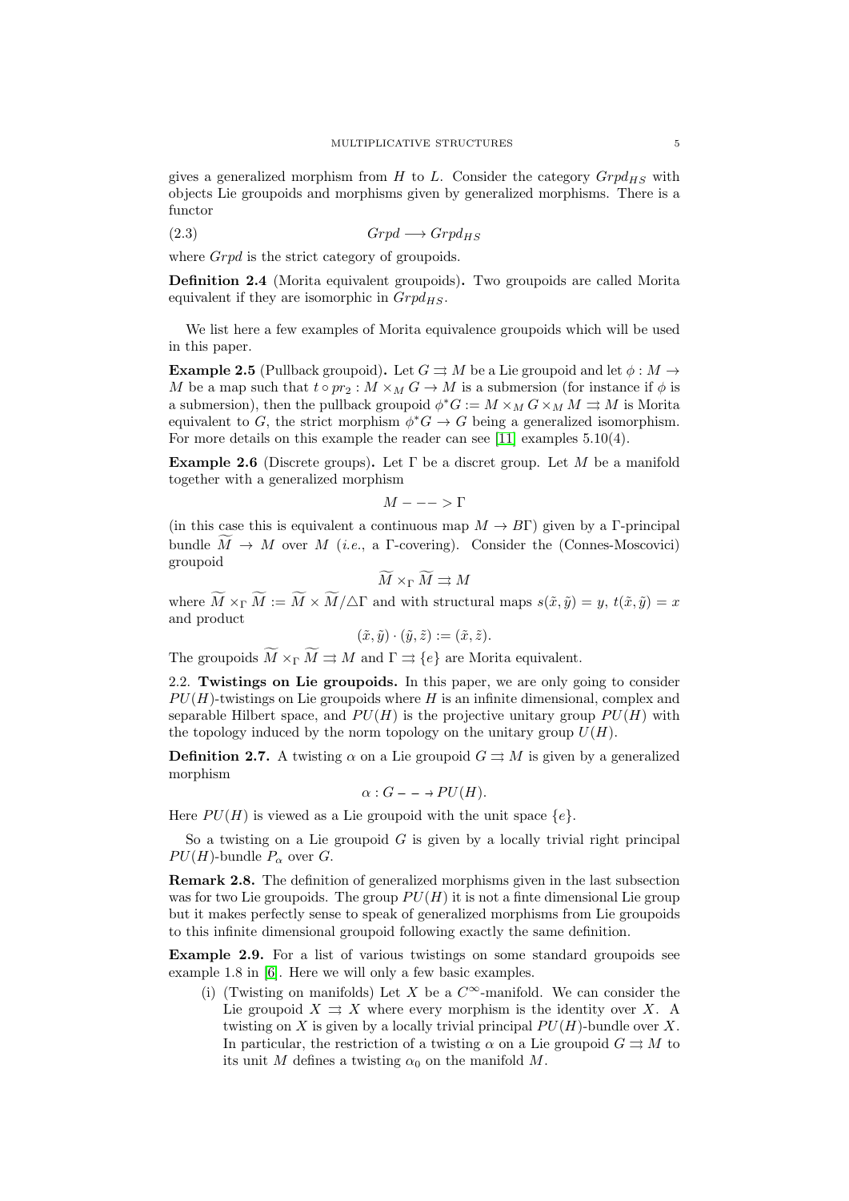gives a generalized morphism from $H$ to $L$. Consider the category $Grpd_{HS}$ with objects Lie groupoids and morphisms given by generalized morphisms. There is a functor

$$Grpd \longrightarrow Grpd_{HS} \tag{2.3}$$

where $Grpd$ is the strict category of groupoids.

**Definition 2.4** (Morita equivalent groupoids)**.** Two groupoids are called Morita equivalent if they are isomorphic in $Grpd_{HS}$.

We list here a few examples of Morita equivalence groupoids which will be used in this paper.

**Example 2.5** (Pullback groupoid)**.** Let $G \rightrightarrows M$ be a Lie groupoid and let $\phi : M \to M$ be a map such that $t \circ pr_2 : M \times_M G \to M$ is a submersion (for instance if $\phi$ is a submersion), then the pullback groupoid $\phi^* G := M \times_M G \times_M M \rightrightarrows M$ is Morita equivalent to $G$, the strict morphism $\phi^* G \to G$ being a generalized isomorphism. For more details on this example the reader can see [11] examples 5.10(4).

**Example 2.6** (Discrete groups)**.** Let $\Gamma$ be a discret group. Let $M$ be a manifold together with a generalized morphism

$$M - -- > \Gamma$$

(in this case this is equivalent a continuous map $M \to B\Gamma$) given by a $\Gamma$-principal bundle $\widetilde{M} \to M$ over $M$ (*i.e.*, a $\Gamma$-covering). Consider the (Connes-Moscovici) groupoid

$$\widetilde{M} \times_\Gamma \widetilde{M} \rightrightarrows M$$

where $\widetilde{M} \times_\Gamma \widetilde{M} := \widetilde{M} \times \widetilde{M}/\triangle\Gamma$ and with structural maps $s(\tilde{x}, \tilde{y}) = y$, $t(\tilde{x}, \tilde{y}) = x$ and product

$$(\tilde{x}, \tilde{y}) \cdot (\tilde{y}, \tilde{z}) := (\tilde{x}, \tilde{z}).$$

The groupoids $\widetilde{M} \times_\Gamma \widetilde{M} \rightrightarrows M$ and $\Gamma \rightrightarrows \{e\}$ are Morita equivalent.

2.2. **Twistings on Lie groupoids.** In this paper, we are only going to consider $PU(H)$-twistings on Lie groupoids where $H$ is an infinite dimensional, complex and separable Hilbert space, and $PU(H)$ is the projective unitary group $PU(H)$ with the topology induced by the norm topology on the unitary group $U(H)$.

**Definition 2.7.** A twisting $\alpha$ on a Lie groupoid $G \rightrightarrows M$ is given by a generalized morphism

$$\alpha : G - - \to PU(H).$$

Here $PU(H)$ is viewed as a Lie groupoid with the unit space $\{e\}$.

So a twisting on a Lie groupoid $G$ is given by a locally trivial right principal $PU(H)$-bundle $P_\alpha$ over $G$.

**Remark 2.8.** The definition of generalized morphisms given in the last subsection was for two Lie groupoids. The group $PU(H)$ it is not a finte dimensional Lie group but it makes perfectly sense to speak of generalized morphisms from Lie groupoids to this infinite dimensional groupoid following exactly the same definition.

**Example 2.9.** For a list of various twistings on some standard groupoids see example 1.8 in [6]. Here we will only a few basic examples.

(i) (Twisting on manifolds) Let $X$ be a $C^\infty$-manifold. We can consider the Lie groupoid $X \rightrightarrows X$ where every morphism is the identity over $X$. A twisting on $X$ is given by a locally trivial principal $PU(H)$-bundle over $X$. In particular, the restriction of a twisting $\alpha$ on a Lie groupoid $G \rightrightarrows M$ to its unit $M$ defines a twisting $\alpha_0$ on the manifold $M$.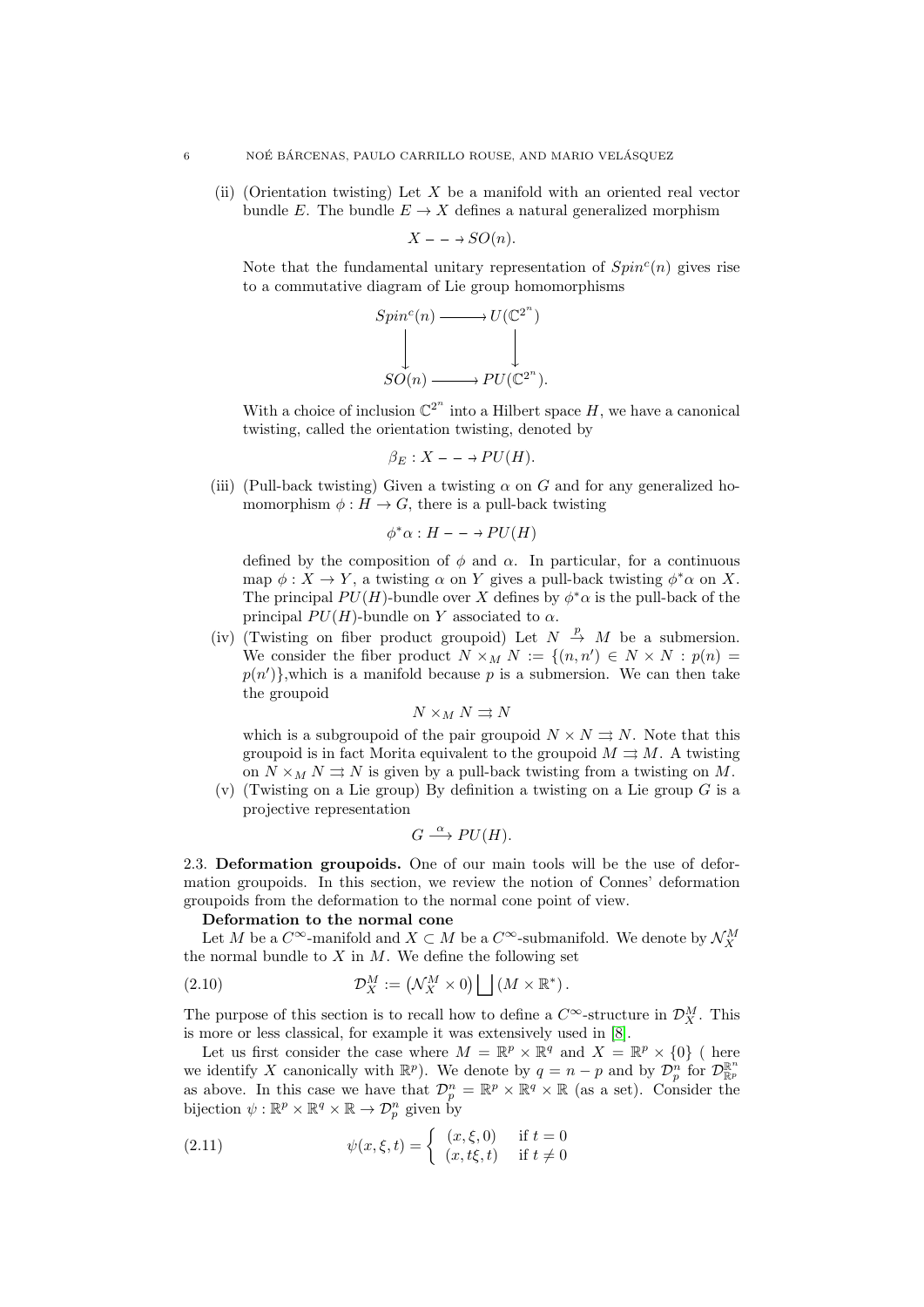(ii) (Orientation twisting) Let $X$ be a manifold with an oriented real vector bundle $E$. The bundle $E \to X$ defines a natural generalized morphism

$$X \dashrightarrow SO(n).$$

Note that the fundamental unitary representation of $Spin^c(n)$ gives rise to a commutative diagram of Lie group homomorphisms

$$\begin{array}{ccc} Spin^c(n) & \longrightarrow & U(\mathbb{C}^{2^n}) \\ \downarrow & & \downarrow \\ SO(n) & \longrightarrow & PU(\mathbb{C}^{2^n}). \end{array}$$

With a choice of inclusion $\mathbb{C}^{2^n}$ into a Hilbert space $H$, we have a canonical twisting, called the orientation twisting, denoted by

$$\beta_E : X \dashrightarrow PU(H).$$

(iii) (Pull-back twisting) Given a twisting $\alpha$ on $G$ and for any generalized homomorphism $\phi : H \to G$, there is a pull-back twisting

$$\phi^*\alpha : H \dashrightarrow PU(H)$$

defined by the composition of $\phi$ and $\alpha$. In particular, for a continuous map $\phi : X \to Y$, a twisting $\alpha$ on $Y$ gives a pull-back twisting $\phi^*\alpha$ on $X$. The principal $PU(H)$-bundle over $X$ defines by $\phi^*\alpha$ is the pull-back of the principal $PU(H)$-bundle on $Y$ associated to $\alpha$.

(iv) (Twisting on fiber product groupoid) Let $N \overset{p}{\to} M$ be a submersion. We consider the fiber product $N \times_M N := \{(n, n') \in N \times N : p(n) = p(n')\}$,which is a manifold because $p$ is a submersion. We can then take the groupoid

$$N \times_M N \rightrightarrows N$$

which is a subgroupoid of the pair groupoid $N \times N \rightrightarrows N$. Note that this groupoid is in fact Morita equivalent to the groupoid $M \rightrightarrows M$. A twisting on $N \times_M N \rightrightarrows N$ is given by a pull-back twisting from a twisting on $M$.

(v) (Twisting on a Lie group) By definition a twisting on a Lie group $G$ is a projective representation

$$G \xrightarrow{\alpha} PU(H).$$

## 2.3. Deformation groupoids.

One of our main tools will be the use of deformation groupoids. In this section, we review the notion of Connes' deformation groupoids from the deformation to the normal cone point of view.

**Deformation to the normal cone**

Let $M$ be a $C^\infty$-manifold and $X \subset M$ be a $C^\infty$-submanifold. We denote by $\mathcal{N}_X^M$ the normal bundle to $X$ in $M$. We define the following set

$$\mathcal{D}_X^M := \left(\mathcal{N}_X^M \times 0\right) \bigsqcup \left(M \times \mathbb{R}^*\right). \tag{2.10}$$

The purpose of this section is to recall how to define a $C^\infty$-structure in $\mathcal{D}_X^M$. This is more or less classical, for example it was extensively used in [8].

Let us first consider the case where $M = \mathbb{R}^p \times \mathbb{R}^q$ and $X = \mathbb{R}^p \times \{0\}$ ( here we identify $X$ canonically with $\mathbb{R}^p$). We denote by $q = n - p$ and by $\mathcal{D}_p^n$ for $\mathcal{D}_{\mathbb{R}^p}^{\mathbb{R}^n}$ as above. In this case we have that $\mathcal{D}_p^n = \mathbb{R}^p \times \mathbb{R}^q \times \mathbb{R}$ (as a set). Consider the bijection $\psi : \mathbb{R}^p \times \mathbb{R}^q \times \mathbb{R} \to \mathcal{D}_p^n$ given by

$$\psi(x, \xi, t) = \begin{cases} (x, \xi, 0) & \text{if } t = 0 \\ (x, t\xi, t) & \text{if } t \neq 0 \end{cases} \tag{2.11}$$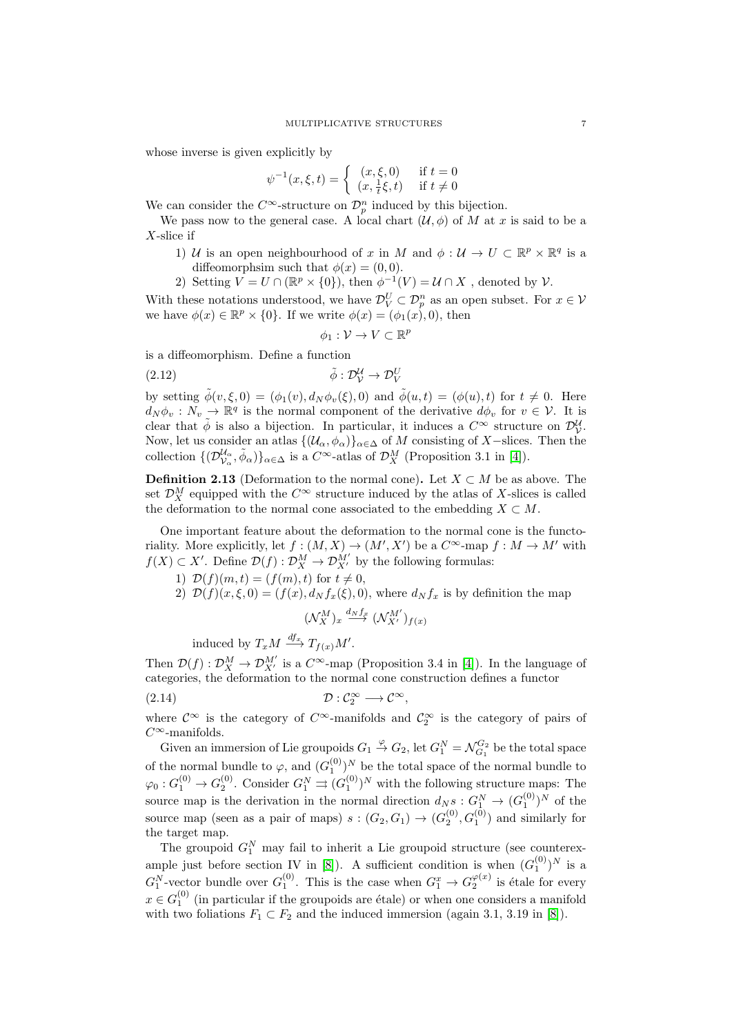whose inverse is given explicitly by

$$\psi^{-1}(x,\xi,t) = \left\{ \begin{array}{ll} (x,\xi,0) & \text{if } t=0 \\ (x,\frac{1}{t}\xi,t) & \text{if } t\neq 0 \end{array} \right.$$

We can consider the $C^\infty$-structure on $\mathcal{D}_p^n$ induced by this bijection.

We pass now to the general case. A local chart $(\mathcal{U},\phi)$ of $M$ at $x$ is said to be a $X$-slice if

1) $\mathcal{U}$ is an open neighbourhood of $x$ in $M$ and $\phi : \mathcal{U} \to U \subset \mathbb{R}^p \times \mathbb{R}^q$ is a diffeomorphsim such that $\phi(x) = (0,0)$.
2) Setting $V = U \cap (\mathbb{R}^p \times \{0\})$, then $\phi^{-1}(V) = \mathcal{U} \cap X$ , denoted by $\mathcal{V}$.

With these notations understood, we have $\mathcal{D}_V^U \subset \mathcal{D}_p^n$ as an open subset. For $x \in \mathcal{V}$ we have $\phi(x) \in \mathbb{R}^p \times \{0\}$. If we write $\phi(x) = (\phi_1(x), 0)$, then

$$\phi_1 : \mathcal{V} \to V \subset \mathbb{R}^p$$

is a diffeomorphism. Define a function

$$\tilde{\phi} : \mathcal{D}_{\mathcal{V}}^{\mathcal{U}} \to \mathcal{D}_V^U \tag{2.12}$$

by setting $\tilde{\phi}(v,\xi,0) = (\phi_1(v), d_N\phi_v(\xi), 0)$ and $\tilde{\phi}(u,t) = (\phi(u),t)$ for $t \neq 0$. Here $d_N\phi_v : N_v \to \mathbb{R}^q$ is the normal component of the derivative $d\phi_v$ for $v \in \mathcal{V}$. It is clear that $\tilde{\phi}$ is also a bijection. In particular, it induces a $C^\infty$ structure on $\mathcal{D}_{\mathcal{V}}^{\mathcal{U}}$. Now, let us consider an atlas $\{(\mathcal{U}_\alpha,\phi_\alpha)\}_{\alpha\in\Delta}$ of $M$ consisting of $X-$slices. Then the collection $\{(\mathcal{D}_{\mathcal{V}_\alpha}^{\mathcal{U}_\alpha},\tilde{\phi}_\alpha)\}_{\alpha\in\Delta}$ is a $C^\infty$-atlas of $\mathcal{D}_X^M$ (Proposition 3.1 in [4]).

**Definition 2.13** (Deformation to the normal cone)**.** Let $X \subset M$ be as above. The set $\mathcal{D}_X^M$ equipped with the $C^\infty$ structure induced by the atlas of $X$-slices is called the deformation to the normal cone associated to the embedding $X \subset M$.

One important feature about the deformation to the normal cone is the functoriality. More explicitly, let $f : (M,X) \to (M',X')$ be a $C^\infty$-map $f : M \to M'$ with $f(X) \subset X'$. Define $\mathcal{D}(f) : \mathcal{D}_X^M \to \mathcal{D}_{X'}^{M'}$ by the following formulas:

1) $\mathcal{D}(f)(m,t) = (f(m),t)$ for $t \neq 0$,
2) $\mathcal{D}(f)(x,\xi,0) = (f(x), d_Nf_x(\xi), 0)$, where $d_Nf_x$ is by definition the map

$$(\mathcal{N}_X^M)_x \xrightarrow{d_Nf_x} (\mathcal{N}_{X'}^{M'})_{f(x)}$$

induced by $T_xM \xrightarrow{df_x} T_{f(x)}M'$.

Then $\mathcal{D}(f) : \mathcal{D}_X^M \to \mathcal{D}_{X'}^{M'}$ is a $C^\infty$-map (Proposition 3.4 in [4]). In the language of categories, the deformation to the normal cone construction defines a functor

$$\mathcal{D} : \mathcal{C}_2^\infty \longrightarrow \mathcal{C}^\infty, \tag{2.14}$$

where $\mathcal{C}^\infty$ is the category of $C^\infty$-manifolds and $\mathcal{C}_2^\infty$ is the category of pairs of $C^\infty$-manifolds.

Given an immersion of Lie groupoids $G_1 \overset{\varphi}{\to} G_2$, let $G_1^N = \mathcal{N}_{G_1}^{G_2}$ be the total space of the normal bundle to $\varphi$, and $(G_1^{(0)})^N$ be the total space of the normal bundle to $\varphi_0 : G_1^{(0)} \to G_2^{(0)}$. Consider $G_1^N \rightrightarrows (G_1^{(0)})^N$ with the following structure maps: The source map is the derivation in the normal direction $d_Ns : G_1^N \to (G_1^{(0)})^N$ of the source map (seen as a pair of maps) $s : (G_2,G_1) \to (G_2^{(0)}, G_1^{(0)})$ and similarly for the target map.

The groupoid $G_1^N$ may fail to inherit a Lie groupoid structure (see counterexample just before section IV in [8]). A sufficient condition is when $(G_1^{(0)})^N$ is a $G_1^N$-vector bundle over $G_1^{(0)}$. This is the case when $G_1^x \to G_2^{\varphi(x)}$ is étale for every $x \in G_1^{(0)}$ (in particular if the groupoids are étale) or when one considers a manifold with two foliations $F_1 \subset F_2$ and the induced immersion (again 3.1, 3.19 in [8]).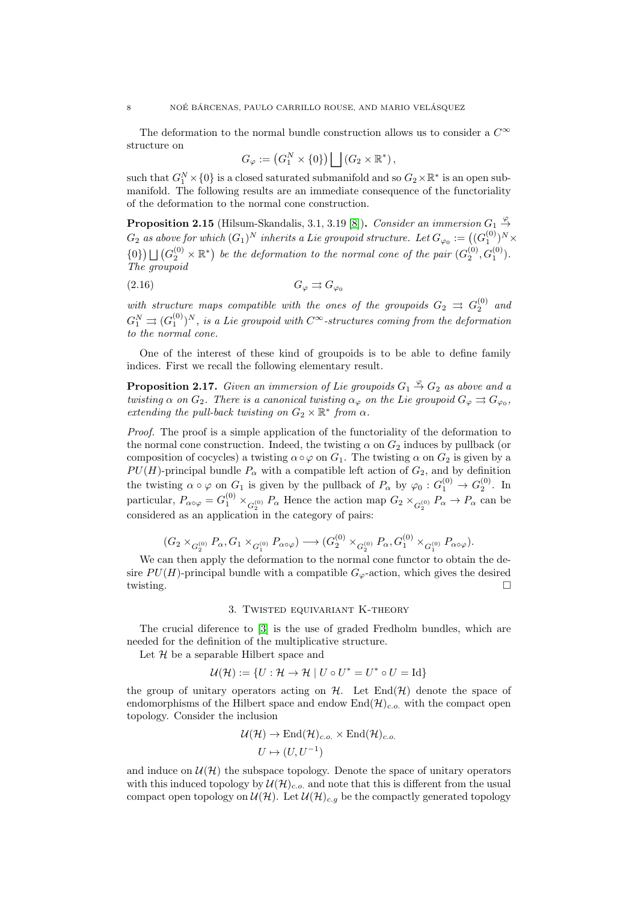The deformation to the normal bundle construction allows us to consider a $C^\infty$ structure on

$$G_\varphi := \left(G_1^N \times \{0\}\right) \bigsqcup \left(G_2 \times \mathbb{R}^*\right),$$

such that $G_1^N \times \{0\}$ is a closed saturated submanifold and so $G_2 \times \mathbb{R}^*$ is an open submanifold. The following results are an immediate consequence of the functoriality of the deformation to the normal cone construction.

**Proposition 2.15** (Hilsum-Skandalis, 3.1, 3.19 [8]). *Consider an immersion $G_1 \overset{\varphi}{\to} G_2$ as above for which $(G_1)^N$ inherits a Lie groupoid structure. Let $G_{\varphi_0} := \left((G_1^{(0)})^N \times \{0\}\right) \bigsqcup \left(G_2^{(0)} \times \mathbb{R}^*\right)$ be the deformation to the normal cone of the pair $(G_2^{(0)}, G_1^{(0)})$. The groupoid*

$$G_\varphi \rightrightarrows G_{\varphi_0} \tag{2.16}$$

*with structure maps compatible with the ones of the groupoids $G_2 \rightrightarrows G_2^{(0)}$ and $G_1^N \rightrightarrows (G_1^{(0)})^N$, is a Lie groupoid with $C^\infty$-structures coming from the deformation to the normal cone.*

One of the interest of these kind of groupoids is to be able to define family indices. First we recall the following elementary result.

**Proposition 2.17.** *Given an immersion of Lie groupoids $G_1 \overset{\varphi}{\to} G_2$ as above and a twisting $\alpha$ on $G_2$. There is a canonical twisting $\alpha_\varphi$ on the Lie groupoid $G_\varphi \rightrightarrows G_{\varphi_0}$, extending the pull-back twisting on $G_2 \times \mathbb{R}^*$ from $\alpha$.*

*Proof.* The proof is a simple application of the functoriality of the deformation to the normal cone construction. Indeed, the twisting $\alpha$ on $G_2$ induces by pullback (or composition of cocycles) a twisting $\alpha \circ \varphi$ on $G_1$. The twisting $\alpha$ on $G_2$ is given by a $PU(H)$-principal bundle $P_\alpha$ with a compatible left action of $G_2$, and by definition the twisting $\alpha \circ \varphi$ on $G_1$ is given by the pullback of $P_\alpha$ by $\varphi_0 : G_1^{(0)} \to G_2^{(0)}$. In particular, $P_{\alpha\circ\varphi} = G_1^{(0)} \times_{G_2^{(0)}} P_\alpha$ Hence the action map $G_2 \times_{G_2^{(0)}} P_\alpha \to P_\alpha$ can be considered as an application in the category of pairs:

$$(G_2 \times_{G_2^{(0)}} P_\alpha, G_1 \times_{G_1^{(0)}} P_{\alpha\circ\varphi}) \longrightarrow (G_2^{(0)} \times_{G_2^{(0)}} P_\alpha, G_1^{(0)} \times_{G_1^{(0)}} P_{\alpha\circ\varphi}).$$

We can then apply the deformation to the normal cone functor to obtain the desire $PU(H)$-principal bundle with a compatible $G_\varphi$-action, which gives the desired twisting. $\square$

## 3. Twisted equivariant K-theory

The crucial diference to [3] is the use of graded Fredholm bundles, which are needed for the definition of the multiplicative structure.

Let $\mathcal{H}$ be a separable Hilbert space and

$$\mathcal{U}(\mathcal{H}) := \{U : \mathcal{H} \to \mathcal{H} \mid U \circ U^* = U^* \circ U = \mathrm{Id}\}$$

the group of unitary operators acting on $\mathcal{H}$. Let $\mathrm{End}(\mathcal{H})$ denote the space of endomorphisms of the Hilbert space and endow $\mathrm{End}(\mathcal{H})_{c.o.}$ with the compact open topology. Consider the inclusion

$$\begin{aligned} \mathcal{U}(\mathcal{H}) &\to \mathrm{End}(\mathcal{H})_{c.o.} \times \mathrm{End}(\mathcal{H})_{c.o.} \\ U &\mapsto (U, U^{-1}) \end{aligned}$$

and induce on $\mathcal{U}(\mathcal{H})$ the subspace topology. Denote the space of unitary operators with this induced topology by $\mathcal{U}(\mathcal{H})_{c.o.}$ and note that this is different from the usual compact open topology on $\mathcal{U}(\mathcal{H})$. Let $\mathcal{U}(\mathcal{H})_{c.g}$ be the compactly generated topology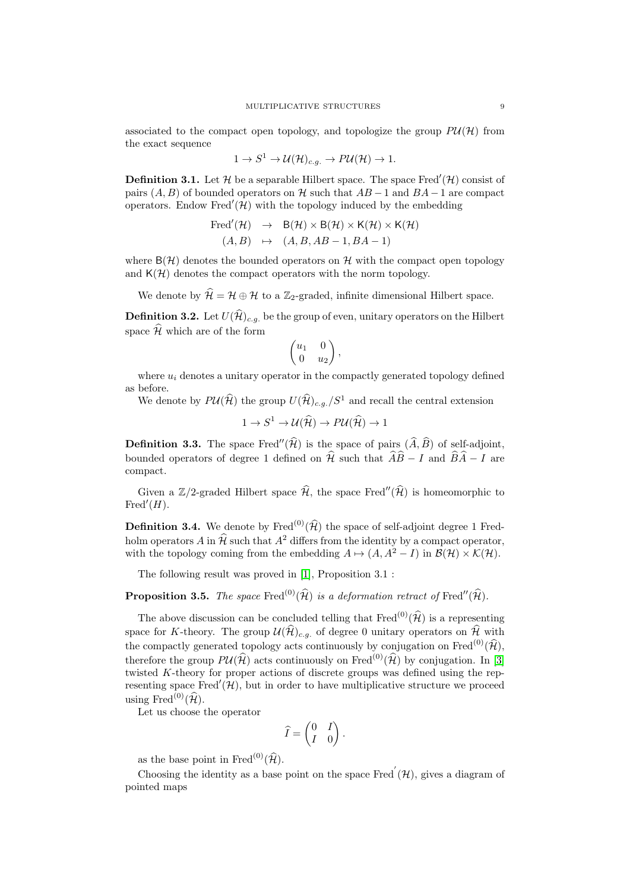associated to the compact open topology, and topologize the group $P\mathcal{U}(\mathcal{H})$ from the exact sequence

$$1 \to S^1 \to \mathcal{U}(\mathcal{H})_{c.g.} \to P\mathcal{U}(\mathcal{H}) \to 1.$$

**Definition 3.1.** Let $\mathcal{H}$ be a separable Hilbert space. The space $\mathrm{Fred}'(\mathcal{H})$ consist of pairs $(A, B)$ of bounded operators on $\mathcal{H}$ such that $AB - 1$ and $BA - 1$ are compact operators. Endow $\mathrm{Fred}'(\mathcal{H})$ with the topology induced by the embedding

$$\begin{array}{rcl} \mathrm{Fred}'(\mathcal{H}) & \to & \mathsf{B}(\mathcal{H}) \times \mathsf{B}(\mathcal{H}) \times \mathsf{K}(\mathcal{H}) \times \mathsf{K}(\mathcal{H}) \\ (A, B) & \mapsto & (A, B, AB - 1, BA - 1) \end{array}$$

where $\mathsf{B}(\mathcal{H})$ denotes the bounded operators on $\mathcal{H}$ with the compact open topology and $\mathsf{K}(\mathcal{H})$ denotes the compact operators with the norm topology.

We denote by $\widehat{\mathcal{H}} = \mathcal{H} \oplus \mathcal{H}$ to a $\mathbb{Z}_2$-graded, infinite dimensional Hilbert space.

**Definition 3.2.** Let $U(\widehat{\mathcal{H}})_{c.g.}$ be the group of even, unitary operators on the Hilbert space $\widehat{\mathcal{H}}$ which are of the form

$$\begin{pmatrix} u_1 & 0 \\ 0 & u_2 \end{pmatrix},$$

where $u_i$ denotes a unitary operator in the compactly generated topology defined as before.

We denote by $P\mathcal{U}(\widehat{\mathcal{H}})$ the group $U(\widehat{\mathcal{H}})_{c.g.}/S^1$ and recall the central extension

$$1 \to S^1 \to \mathcal{U}(\widehat{\mathcal{H}}) \to P\mathcal{U}(\widehat{\mathcal{H}}) \to 1$$

**Definition 3.3.** The space $\mathrm{Fred}''(\widehat{\mathcal{H}})$ is the space of pairs $(\widehat{A}, \widehat{B})$ of self-adjoint, bounded operators of degree 1 defined on $\widehat{\mathcal{H}}$ such that $\widehat{A}\widehat{B} - I$ and $\widehat{B}\widehat{A} - I$ are compact.

Given a $\mathbb{Z}/2$-graded Hilbert space $\widehat{\mathcal{H}}$, the space $\mathrm{Fred}''(\widehat{\mathcal{H}})$ is homeomorphic to $\mathrm{Fred}'(H)$.

**Definition 3.4.** We denote by $\mathrm{Fred}^{(0)}(\widehat{\mathcal{H}})$ the space of self-adjoint degree 1 Fredholm operators $A$ in $\widehat{\mathcal{H}}$ such that $A^2$ differs from the identity by a compact operator, with the topology coming from the embedding $A \mapsto (A, A^2 - I)$ in $\mathcal{B}(\mathcal{H}) \times \mathcal{K}(\mathcal{H})$.

The following result was proved in [1], Proposition 3.1 :

**Proposition 3.5.** *The space* $\mathrm{Fred}^{(0)}(\widehat{\mathcal{H}})$ *is a deformation retract of* $\mathrm{Fred}''(\widehat{\mathcal{H}})$.

The above discussion can be concluded telling that $\mathrm{Fred}^{(0)}(\widehat{\mathcal{H}})$ is a representing space for $K$-theory. The group $\mathcal{U}(\widehat{\mathcal{H}})_{c.g.}$ of degree 0 unitary operators on $\widehat{\mathcal{H}}$ with the compactly generated topology acts continuously by conjugation on $\mathrm{Fred}^{(0)}(\widehat{\mathcal{H}})$, therefore the group $P\mathcal{U}(\widehat{\mathcal{H}})$ acts continuously on $\mathrm{Fred}^{(0)}(\widehat{\mathcal{H}})$ by conjugation. In [3] twisted $K$-theory for proper actions of discrete groups was defined using the representing space $\mathrm{Fred}'(\mathcal{H})$, but in order to have multiplicative structure we proceed using $\mathrm{Fred}^{(0)}(\widehat{\mathcal{H}})$.

Let us choose the operator

$$\widehat{I} = \begin{pmatrix} 0 & I \\ I & 0 \end{pmatrix}.$$

as the base point in $\mathrm{Fred}^{(0)}(\widehat{\mathcal{H}})$.

Choosing the identity as a base point on the space $\mathrm{Fred}^{'}(\mathcal{H})$, gives a diagram of pointed maps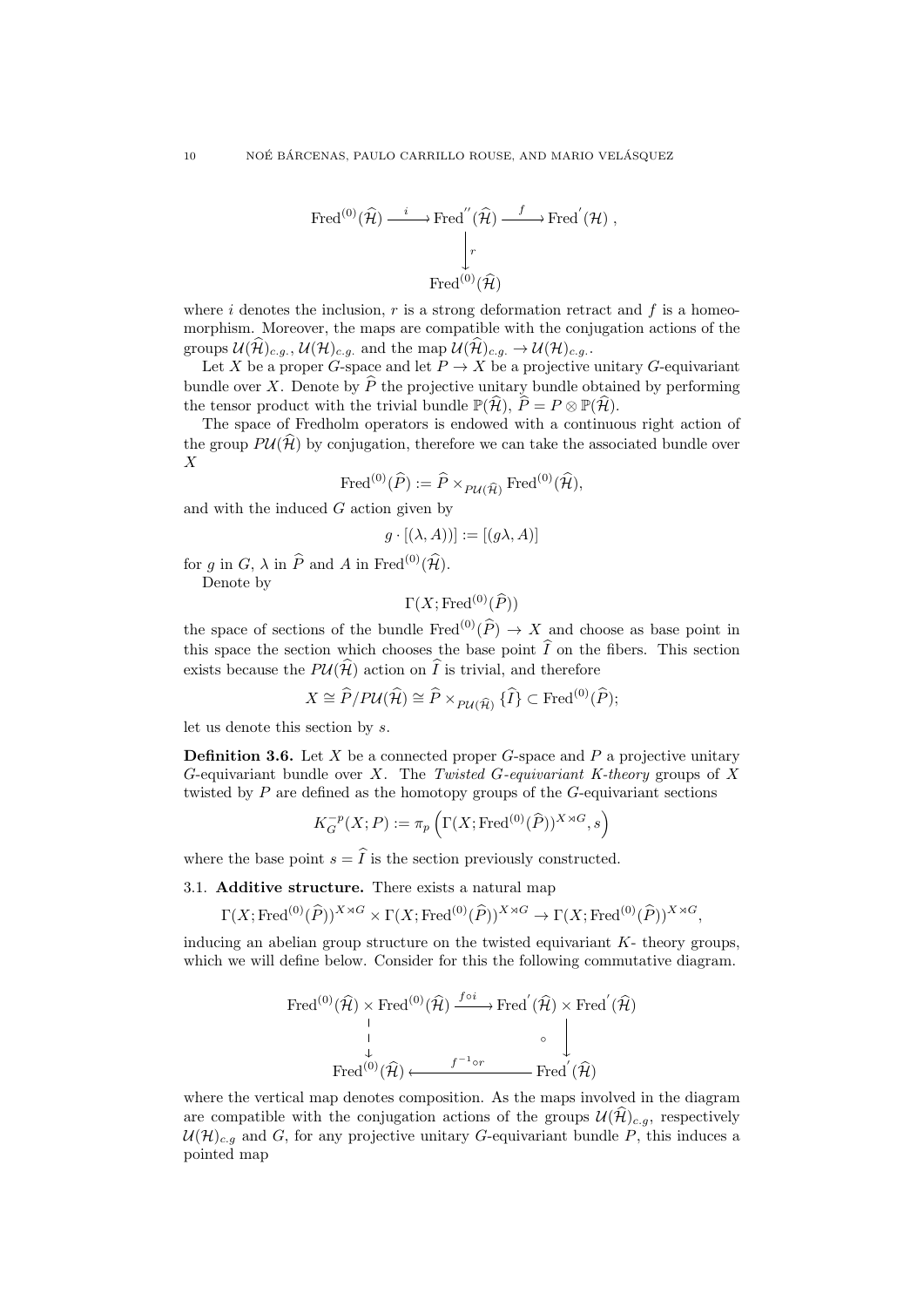$$
\begin{array}{ccccc}
\mathrm{Fred}^{(0)}(\widehat{\mathcal{H}}) & \xrightarrow{\ i\ } & \mathrm{Fred}^{''}(\widehat{\mathcal{H}}) & \xrightarrow{\ f\ } & \mathrm{Fred}^{'}(\mathcal{H}) \ , \\
 & & \Big\downarrow r & & \\
 & & \mathrm{Fred}^{(0)}(\widehat{\mathcal{H}}) & &
\end{array}
$$

where $i$ denotes the inclusion, $r$ is a strong deformation retract and $f$ is a homeomorphism. Moreover, the maps are compatible with the conjugation actions of the groups $\mathcal{U}(\widehat{\mathcal{H}})_{c.g.}, \mathcal{U}(\mathcal{H})_{c.g.}$ and the map $\mathcal{U}(\widehat{\mathcal{H}})_{c.g.} \to \mathcal{U}(\mathcal{H})_{c.g.}$.

Let $X$ be a proper $G$-space and let $P \to X$ be a projective unitary $G$-equivariant bundle over $X$. Denote by $\widehat{P}$ the projective unitary bundle obtained by performing the tensor product with the trivial bundle $\mathbb{P}(\widehat{\mathcal{H}})$, $\widehat{P} = P \otimes \mathbb{P}(\widehat{\mathcal{H}})$.

The space of Fredholm operators is endowed with a continuous right action of the group $P\mathcal{U}(\widehat{\mathcal{H}})$ by conjugation, therefore we can take the associated bundle over $X$

$$
\mathrm{Fred}^{(0)}(\widehat{P}) := \widehat{P} \times_{P\mathcal{U}(\widehat{\mathcal{H}})} \mathrm{Fred}^{(0)}(\widehat{\mathcal{H}}),
$$

and with the induced $G$ action given by

$$
g \cdot [(\lambda, A))] := [(g\lambda, A)]
$$

for $g$ in $G$, $\lambda$ in $\widehat{P}$ and $A$ in $\mathrm{Fred}^{(0)}(\widehat{\mathcal{H}})$.

Denote by

$$
\Gamma(X; \mathrm{Fred}^{(0)}(\widehat{P}))
$$

the space of sections of the bundle $\mathrm{Fred}^{(0)}(\widehat{P}) \to X$ and choose as base point in this space the section which chooses the base point $\widehat{I}$ on the fibers. This section exists because the $P\mathcal{U}(\widehat{\mathcal{H}})$ action on $\widehat{I}$ is trivial, and therefore

$$
X \cong \widehat{P}/P\mathcal{U}(\widehat{\mathcal{H}}) \cong \widehat{P} \times_{P\mathcal{U}(\widehat{\mathcal{H}})} \{\widehat{I}\} \subset \mathrm{Fred}^{(0)}(\widehat{P});
$$

let us denote this section by $s$.

**Definition 3.6.** Let $X$ be a connected proper $G$-space and $P$ a projective unitary $G$-equivariant bundle over $X$. The *Twisted $G$-equivariant K-theory* groups of $X$ twisted by $P$ are defined as the homotopy groups of the $G$-equivariant sections

$$
K_G^{-p}(X; P) := \pi_p\left(\Gamma(X; \mathrm{Fred}^{(0)}(\widehat{P}))^{X \rtimes G}, s\right)
$$

where the base point $s = \widehat{I}$ is the section previously constructed.

### 3.1. Additive structure.

There exists a natural map

$$
\Gamma(X; \mathrm{Fred}^{(0)}(\widehat{P}))^{X \rtimes G} \times \Gamma(X; \mathrm{Fred}^{(0)}(\widehat{P}))^{X \rtimes G} \to \Gamma(X; \mathrm{Fred}^{(0)}(\widehat{P}))^{X \rtimes G},
$$

inducing an abelian group structure on the twisted equivariant $K$- theory groups, which we will define below. Consider for this the following commutative diagram.

$$
\begin{array}{ccc}
\mathrm{Fred}^{(0)}(\widehat{\mathcal{H}}) \times \mathrm{Fred}^{(0)}(\widehat{\mathcal{H}}) & \xrightarrow{\ f\circ i\ } & \mathrm{Fred}^{'}(\widehat{\mathcal{H}}) \times \mathrm{Fred}^{'}(\widehat{\mathcal{H}}) \\
\Big\downarrow & & \Big\downarrow \circ \\
\mathrm{Fred}^{(0)}(\widehat{\mathcal{H}}) & \xleftarrow{\ f^{-1}\circ r\ } & \mathrm{Fred}^{'}(\widehat{\mathcal{H}})
\end{array}
$$

where the vertical map denotes composition. As the maps involved in the diagram are compatible with the conjugation actions of the groups $\mathcal{U}(\widehat{\mathcal{H}})_{c.g}$, respectively $\mathcal{U}(\mathcal{H})_{c.g}$ and $G$, for any projective unitary $G$-equivariant bundle $P$, this induces a pointed map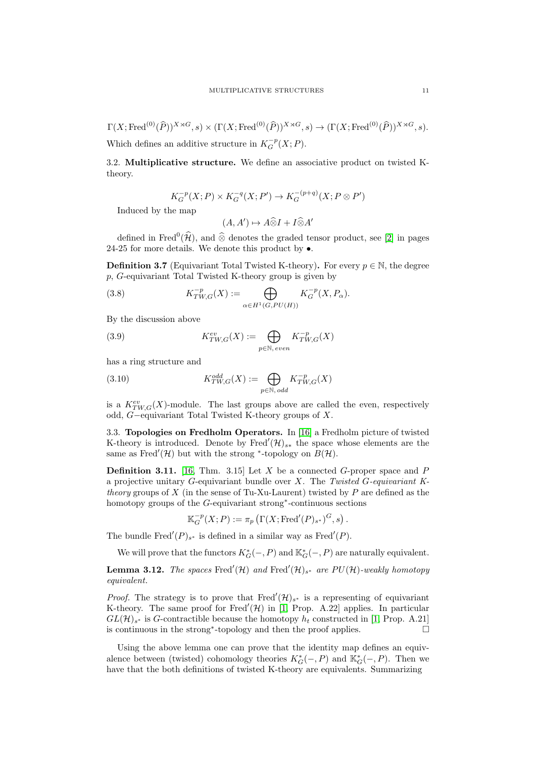$$\Gamma(X; \mathrm{Fred}^{(0)}(\widehat{P}))^{X\rtimes G}, s) \times (\Gamma(X; \mathrm{Fred}^{(0)}(\widehat{P}))^{X\rtimes G}, s) \to (\Gamma(X; \mathrm{Fred}^{(0)}(\widehat{P}))^{X\rtimes G}, s).$$

Which defines an additive structure in $K_G^{-p}(X; P)$.

3.2. **Multiplicative structure.** We define an associative product on twisted K-theory.

$$K_G^{-p}(X; P) \times K_G^{-q}(X; P') \to K_G^{-(p+q)}(X; P \otimes P')$$

Induced by the map

$$(A, A') \mapsto A \widehat{\otimes} I + I \widehat{\otimes} A'$$

defined in $\mathrm{Fred}^0(\widehat{\mathcal{H}})$, and $\widehat{\otimes}$ denotes the graded tensor product, see [2] in pages 24-25 for more details. We denote this product by $\bullet$.

**Definition 3.7** (Equivariant Total Twisted K-theory)**.** For every $p \in \mathbb{N}$, the degree $p$, $G$-equivariant Total Twisted K-theory group is given by

$$K_{TW,G}^{-p}(X) := \bigoplus_{\alpha \in H^1(G, PU(H))} K_G^{-p}(X, P_\alpha). \tag{3.8}$$

By the discussion above

$$K_{TW,G}^{ev}(X) := \bigoplus_{p \in \mathbb{N},\, even} K_{TW,G}^{-p}(X) \tag{3.9}$$

has a ring structure and

$$K_{TW,G}^{odd}(X) := \bigoplus_{p \in \mathbb{N},\, odd} K_{TW,G}^{-p}(X) \tag{3.10}$$

is a $K_{TW,G}^{ev}(X)$-module. The last groups above are called the even, respectively odd, $G-$equivariant Total Twisted K-theory groups of $X$.

3.3. **Topologies on Fredholm Operators.** In [16] a Fredholm picture of twisted K-theory is introduced. Denote by $\mathrm{Fred}'(\mathcal{H})_{s*}$ the space whose elements are the same as $\mathrm{Fred}'(\mathcal{H})$ but with the strong $^*$-topology on $B(\mathcal{H})$.

**Definition 3.11.** [16, Thm. 3.15] Let $X$ be a connected $G$-proper space and $P$ a projective unitary $G$-equivariant bundle over $X$. The *Twisted $G$-equivariant K-theory* groups of $X$ (in the sense of Tu-Xu-Laurent) twisted by $P$ are defined as the homotopy groups of the $G$-equivariant strong$^*$-continuous sections

$$\mathbb{K}_G^{-p}(X; P) := \pi_p \left( \Gamma(X; \mathrm{Fred}'(P)_{s^*})^G, s \right).$$

The bundle $\mathrm{Fred}'(P)_{s^*}$ is defined in a similar way as $\mathrm{Fred}'(P)$.

We will prove that the functors $K_G^*(-, P)$ and $\mathbb{K}_G^*(-, P)$ are naturally equivalent.

**Lemma 3.12.** *The spaces* $\mathrm{Fred}'(\mathcal{H})$ *and* $\mathrm{Fred}'(\mathcal{H})_{s^*}$ *are* $PU(\mathcal{H})$*-weakly homotopy equivalent.*

*Proof.* The strategy is to prove that $\mathrm{Fred}'(\mathcal{H})_{s^*}$ is a representing of equivariant K-theory. The same proof for $\mathrm{Fred}'(\mathcal{H})$ in [1, Prop. A.22] applies. In particular $GL(\mathcal{H})_{s^*}$ is $G$-contractible because the homotopy $h_t$ constructed in [1, Prop. A.21] is continuous in the strong$^*$-topology and then the proof applies. □

Using the above lemma one can prove that the identity map defines an equivalence between (twisted) cohomology theories $K_G^*(-, P)$ and $\mathbb{K}_G^*(-, P)$. Then we have that the both definitions of twisted K-theory are equivalents. Summarizing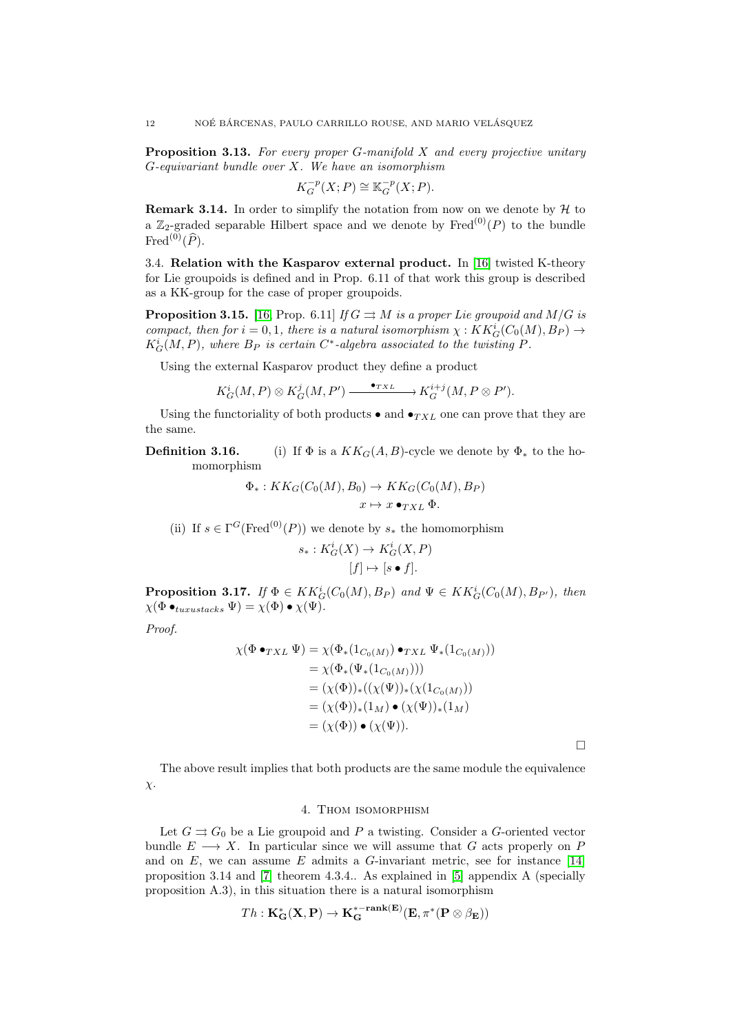**Proposition 3.13.** *For every proper $G$-manifold $X$ and every projective unitary $G$-equivariant bundle over $X$. We have an isomorphism*

$$K_G^{-p}(X;P) \cong \mathbb{K}_G^{-p}(X;P).$$

**Remark 3.14.** In order to simplify the notation from now on we denote by $\mathcal{H}$ to a $\mathbb{Z}_2$-graded separable Hilbert space and we denote by $\mathrm{Fred}^{(0)}(P)$ to the bundle $\mathrm{Fred}^{(0)}(\widehat{P})$.

3.4. **Relation with the Kasparov external product.** In [16] twisted K-theory for Lie groupoids is defined and in Prop. 6.11 of that work this group is described as a KK-group for the case of proper groupoids.

**Proposition 3.15.** [16, Prop. 6.11] *If $G \rightrightarrows M$ is a proper Lie groupoid and $M/G$ is compact, then for $i = 0, 1$, there is a natural isomorphism $\chi : KK_G^i(C_0(M), B_P) \to K_G^i(M, P)$, where $B_P$ is certain $C^*$-algebra associated to the twisting $P$.*

Using the external Kasparov product they define a product

$$K_G^i(M,P) \otimes K_G^j(M,P') \xrightarrow{\bullet_{TXL}} K_G^{i+j}(M, P \otimes P').$$

Using the functoriality of both products $\bullet$ and $\bullet_{TXL}$ one can prove that they are the same.

**Definition 3.16.** (i) If $\Phi$ is a $KK_G(A,B)$-cycle we denote by $\Phi_*$ to the homomorphism

$$\Phi_* : KK_G(C_0(M), B_0) \to KK_G(C_0(M), B_P)$$
$$x \mapsto x \bullet_{TXL} \Phi.$$

(ii) If $s \in \Gamma^G(\mathrm{Fred}^{(0)}(P))$ we denote by $s_*$ the homomorphism

$$s_* : K_G^i(X) \to K_G^i(X,P)$$
$$[f] \mapsto [s \bullet f].$$

**Proposition 3.17.** *If $\Phi \in KK_G^i(C_0(M), B_P)$ and $\Psi \in KK_G^i(C_0(M), B_{P'})$, then $\chi(\Phi \bullet_{tuxustacks} \Psi) = \chi(\Phi) \bullet \chi(\Psi)$.*

*Proof.*

$$\begin{aligned}
\chi(\Phi \bullet_{TXL} \Psi) &= \chi(\Phi_*(1_{C_0(M)}) \bullet_{TXL} \Psi_*(1_{C_0(M)})) \\
&= \chi(\Phi_*(\Psi_*(1_{C_0(M)}))) \\
&= (\chi(\Phi))_*((\chi(\Psi))_*(\chi(1_{C_0(M)})) \\
&= (\chi(\Phi))_*(1_M) \bullet (\chi(\Psi))_*(1_M) \\
&= (\chi(\Phi)) \bullet (\chi(\Psi)).
\end{aligned}$$

□

The above result implies that both products are the same module the equivalence $\chi$.

## 4. Thom isomorphism

Let $G \rightrightarrows G_0$ be a Lie groupoid and $P$ a twisting. Consider a $G$-oriented vector bundle $E \longrightarrow X$. In particular since we will assume that $G$ acts properly on $P$ and on $E$, we can assume $E$ admits a $G$-invariant metric, see for instance [14] proposition 3.14 and [7] theorem 4.3.4.. As explained in [5] appendix A (specially proposition A.3), in this situation there is a natural isomorphism

$$Th : \mathbf{K}_\mathbf{G}^*(\mathbf{X}, \mathbf{P}) \to \mathbf{K}_\mathbf{G}^{*-\mathbf{rank}(\mathbf{E})}(\mathbf{E}, \pi^*(\mathbf{P} \otimes \beta_\mathbf{E}))$$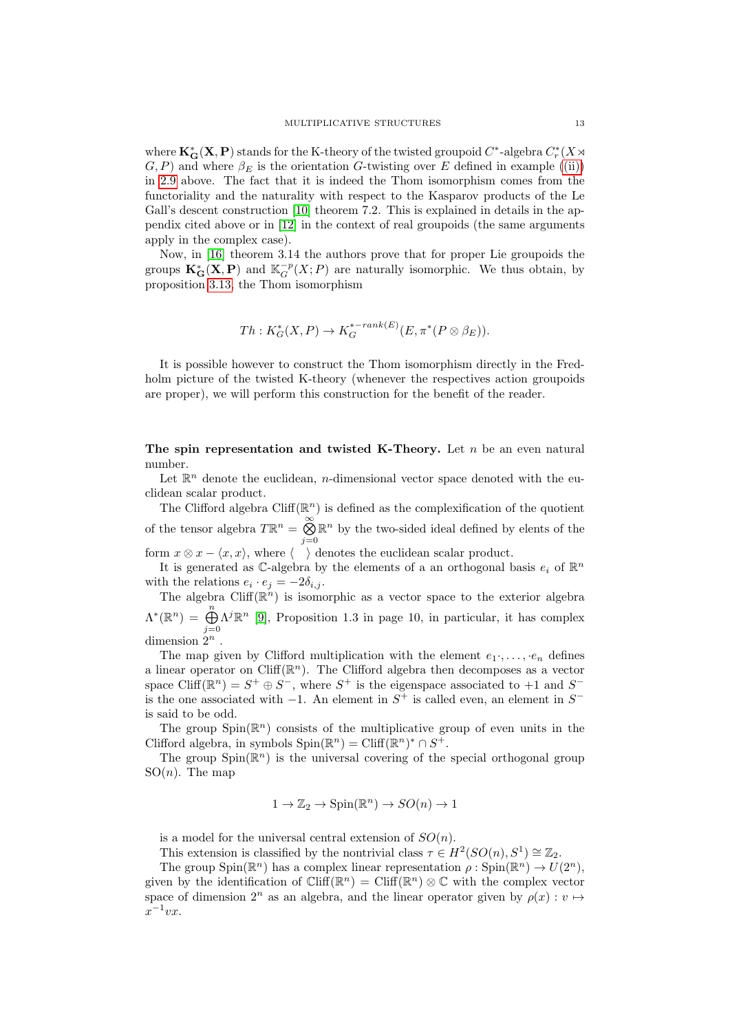where $\mathbf{K}^*_{\mathbf{G}}(\mathbf{X},\mathbf{P})$ stands for the K-theory of the twisted groupoid $C^*$-algebra $C^*_r(X \rtimes G, P)$ and where $\beta_E$ is the orientation $G$-twisting over $E$ defined in example ((ii)) in 2.9 above. The fact that it is indeed the Thom isomorphism comes from the functoriality and the naturality with respect to the Kasparov products of the Le Gall's descent construction [10] theorem 7.2. This is explained in details in the appendix cited above or in [12] in the context of real groupoids (the same arguments apply in the complex case).

Now, in [16] theorem 3.14 the authors prove that for proper Lie groupoids the groups $\mathbf{K}^*_{\mathbf{G}}(\mathbf{X},\mathbf{P})$ and $\mathbb{K}^{-p}_G(X;P)$ are naturally isomorphic. We thus obtain, by proposition 3.13, the Thom isomorphism

$$Th : K^*_G(X,P) \to K^{*-rank(E)}_G(E, \pi^*(P \otimes \beta_E)).$$

It is possible however to construct the Thom isomorphism directly in the Fredholm picture of the twisted K-theory (whenever the respectives action groupoids are proper), we will perform this construction for the benefit of the reader.

**The spin representation and twisted K-Theory.** Let $n$ be an even natural number.

Let $\mathbb{R}^n$ denote the euclidean, $n$-dimensional vector space denoted with the euclidean scalar product.

The Clifford algebra $\mathrm{Cliff}(\mathbb{R}^n)$ is defined as the complexification of the quotient of the tensor algebra $T\mathbb{R}^n = \bigotimes_{j=0}^{\infty} \mathbb{R}^n$ by the two-sided ideal defined by elents of the form $x \otimes x - \langle x, x \rangle$, where $\langle \quad \rangle$ denotes the euclidean scalar product.

It is generated as $\mathbb{C}$-algebra by the elements of a an orthogonal basis $e_i$ of $\mathbb{R}^n$ with the relations $e_i \cdot e_j = -2\delta_{i,j}$.

The algebra $\mathrm{Cliff}(\mathbb{R}^n)$ is isomorphic as a vector space to the exterior algebra $\Lambda^*(\mathbb{R}^n) = \bigoplus_{j=0}^{n} \Lambda^j \mathbb{R}^n$ [9], Proposition 1.3 in page 10, in particular, it has complex dimension $2^n$.

The map given by Clifford multiplication with the element $e_1 \cdot, \ldots, \cdot e_n$ defines a linear operator on $\mathrm{Cliff}(\mathbb{R}^n)$. The Clifford algebra then decomposes as a vector space $\mathrm{Cliff}(\mathbb{R}^n) = S^+ \oplus S^-$, where $S^+$ is the eigenspace associated to $+1$ and $S^-$ is the one associated with $-1$. An element in $S^+$ is called even, an element in $S^-$ is said to be odd.

The group $\mathrm{Spin}(\mathbb{R}^n)$ consists of the multiplicative group of even units in the Clifford algebra, in symbols $\mathrm{Spin}(\mathbb{R}^n) = \mathrm{Cliff}(\mathbb{R}^n)^* \cap S^+$.

The group $\mathrm{Spin}(\mathbb{R}^n)$ is the universal covering of the special orthogonal group $\mathrm{SO}(n)$. The map

$$1 \to \mathbb{Z}_2 \to \mathrm{Spin}(\mathbb{R}^n) \to SO(n) \to 1$$

is a model for the universal central extension of $SO(n)$.

This extension is classified by the nontrivial class $\tau \in H^2(SO(n), S^1) \cong \mathbb{Z}_2$.

The group $\mathrm{Spin}(\mathbb{R}^n)$ has a complex linear representation $\rho : \mathrm{Spin}(\mathbb{R}^n) \to U(2^n)$, given by the identification of $\mathbb{C}\mathrm{liff}(\mathbb{R}^n) = \mathrm{Cliff}(\mathbb{R}^n) \otimes \mathbb{C}$ with the complex vector space of dimension $2^n$ as an algebra, and the linear operator given by $\rho(x) : v \mapsto x^{-1}vx$.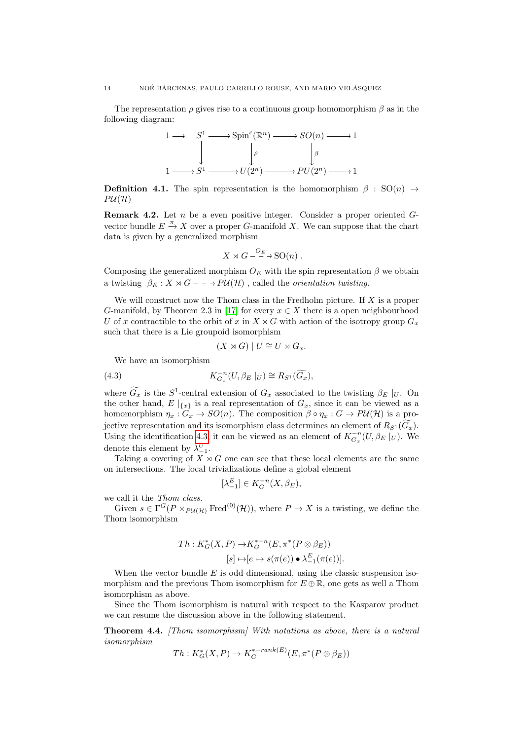The representation $\rho$ gives rise to a continuous group homomorphism $\beta$ as in the following diagram:

$$\begin{array}{ccccccccc}
1 \longrightarrow & S^1 & \longrightarrow & \mathrm{Spin}^c(\mathbb{R}^n) & \longrightarrow & SO(n) & \longrightarrow 1 \\
& \downarrow & & \downarrow \rho & & \downarrow \beta & \\
1 \longrightarrow & S^1 & \longrightarrow & U(2^n) & \longrightarrow & PU(2^n) & \longrightarrow 1
\end{array}$$

**Definition 4.1.** The spin representation is the homomorphism $\beta : \mathrm{SO}(n) \to P\mathcal{U}(\mathcal{H})$

**Remark 4.2.** Let $n$ be a even positive integer. Consider a proper oriented $G$-vector bundle $E \xrightarrow{\pi} X$ over a proper $G$-manifold $X$. We can suppose that the chart data is given by a generalized morphism

$$X \rtimes G \overset{O_E}{- - \to} \mathrm{SO}(n) \ .$$

Composing the generalized morphism $O_E$ with the spin representation $\beta$ we obtain a twisting $\beta_E : X \rtimes G - - \to P\mathcal{U}(\mathcal{H})$ , called the *orientation twisting*.

We will construct now the Thom class in the Fredholm picture. If $X$ is a proper $G$-manifold, by Theorem 2.3 in [17] for every $x \in X$ there is a open neighbourhood $U$ of $x$ contractible to the orbit of $x$ in $X \rtimes G$ with action of the isotropy group $G_x$ such that there is a Lie groupoid isomorphism

$$(X \rtimes G) \mid U \cong U \rtimes G_x.$$

We have an isomorphism

$$K^{-n}_{G_x}(U, \beta_E \mid_U) \cong R_{S^1}(\widetilde{G_x}), \tag{4.3}$$

where $\widetilde{G_x}$ is the $S^1$-central extension of $G_x$ associated to the twisting $\beta_E \mid_U$. On the other hand, $E \mid_{\{x\}}$ is a real representation of $G_x$, since it can be viewed as a homomorphism $\eta_x : G_x \to SO(n)$. The composition $\beta \circ \eta_x : G \to P\mathcal{U}(\mathcal{H})$ is a projective representation and its isomorphism class determines an element of $R_{S^1}(\widetilde{G_x})$. Using the identification 4.3, it can be viewed as an element of $K^{-n}_{G_x}(U, \beta_E \mid_U)$. We denote this element by $\lambda^U_{-1}$.

Taking a covering of $X \rtimes G$ one can see that these local elements are the same on intersections. The local trivializations define a global element

$$[\lambda^E_{-1}] \in K^{-n}_G(X, \beta_E),$$

we call it the *Thom class*.

Given $s \in \Gamma^G(P \times_{P\mathcal{U}(\mathcal{H})} \mathrm{Fred}^{(0)}(\mathcal{H}))$, where $P \to X$ is a twisting, we define the Thom isomorphism

$$\begin{aligned}
Th : K^*_G(X, P) \to & K^{*-n}_G(E, \pi^*(P \otimes \beta_E)) \\
[s] \mapsto & [e \mapsto s(\pi(e)) \bullet \lambda^E_{-1}(\pi(e))].
\end{aligned}$$

When the vector bundle $E$ is odd dimensional, using the classic suspension isomorphism and the previous Thom isomorphism for $E \oplus \mathbb{R}$, one gets as well a Thom isomorphism as above.

Since the Thom isomorphism is natural with respect to the Kasparov product we can resume the discussion above in the following statement.

**Theorem 4.4.** *[Thom isomorphism] With notations as above, there is a natural isomorphism*

$$Th : K^*_G(X, P) \to K^{*-rank(E)}_G(E, \pi^*(P \otimes \beta_E))$$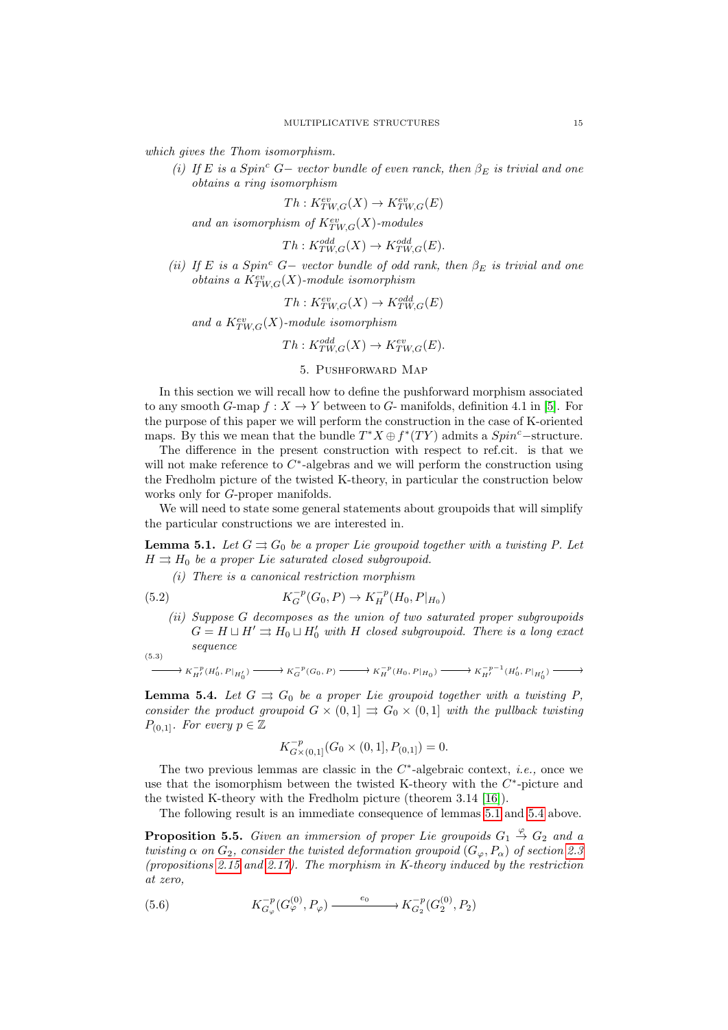which gives the Thom isomorphism.

*(i) If $E$ is a $Spin^c$ $G-$ vector bundle of even ranck, then $\beta_E$ is trivial and one obtains a ring isomorphism*

$$Th : K^{ev}_{TW,G}(X) \to K^{ev}_{TW,G}(E)$$

*and an isomorphism of $K^{ev}_{TW,G}(X)$-modules*

$$Th : K^{odd}_{TW,G}(X) \to K^{odd}_{TW,G}(E).$$

*(ii) If $E$ is a $Spin^c$ $G-$ vector bundle of odd rank, then $\beta_E$ is trivial and one obtains a $K^{ev}_{TW,G}(X)$-module isomorphism*

$$Th : K^{ev}_{TW,G}(X) \to K^{odd}_{TW,G}(E)$$

*and a $K^{ev}_{TW,G}(X)$-module isomorphism*

$$Th : K^{odd}_{TW,G}(X) \to K^{ev}_{TW,G}(E).$$

## 5. Pushforward Map

In this section we will recall how to define the pushforward morphism associated to any smooth $G$-map $f : X \to Y$ between to $G$- manifolds, definition 4.1 in [5]. For the purpose of this paper we will perform the construction in the case of K-oriented maps. By this we mean that the bundle $T^*X \oplus f^*(TY)$ admits a $Spin^c-$structure.

The difference in the present construction with respect to ref.cit. is that we will not make reference to $C^*$-algebras and we will perform the construction using the Fredholm picture of the twisted K-theory, in particular the construction below works only for $G$-proper manifolds.

We will need to state some general statements about groupoids that will simplify the particular constructions we are interested in.

**Lemma 5.1.** *Let $G \rightrightarrows G_0$ be a proper Lie groupoid together with a twisting $P$. Let $H \rightrightarrows H_0$ be a proper Lie saturated closed subgroupoid.*

*(i) There is a canonical restriction morphism*

$$K^{-p}_G(G_0, P) \to K^{-p}_H(H_0, P|_{H_0}) \tag{5.2}$$

*(ii) Suppose $G$ decomposes as the union of two saturated proper subgroupoids $G = H \sqcup H' \rightrightarrows H_0 \sqcup H'_0$ with $H$ closed subgroupoid. There is a long exact sequence*

$$\longrightarrow K^{-p}_{H'}(H'_0, P|_{H'_0}) \longrightarrow K^{-p}_G(G_0, P) \longrightarrow K^{-p}_H(H_0, P|_{H_0}) \longrightarrow K^{-p-1}_{H'}(H'_0, P|_{H'_0}) \longrightarrow \tag{5.3}$$

**Lemma 5.4.** *Let $G \rightrightarrows G_0$ be a proper Lie groupoid together with a twisting $P$, consider the product groupoid $G \times (0, 1] \rightrightarrows G_0 \times (0, 1]$ with the pullback twisting $P_{(0,1]}$. For every $p \in \mathbb{Z}$*

$$K^{-p}_{G\times(0,1]}(G_0 \times (0, 1], P_{(0,1]}) = 0.$$

The two previous lemmas are classic in the $C^*$-algebraic context, *i.e.,* once we use that the isomorphism between the twisted K-theory with the $C^*$-picture and the twisted K-theory with the Fredholm picture (theorem 3.14 [16]).

The following result is an immediate consequence of lemmas 5.1 and 5.4 above.

**Proposition 5.5.** *Given an immersion of proper Lie groupoids $G_1 \overset{\varphi}{\to} G_2$ and a twisting $\alpha$ on $G_2$, consider the twisted deformation groupoid $(G_\varphi, P_\alpha)$ of section 2.3 (propositions 2.15 and 2.17). The morphism in K-theory induced by the restriction at zero,*

$$K^{-p}_{G_\varphi}(G^{(0)}_\varphi, P_\varphi) \xrightarrow{\quad e_0 \quad} K^{-p}_{G_2}(G^{(0)}_2, P_2) \tag{5.6}$$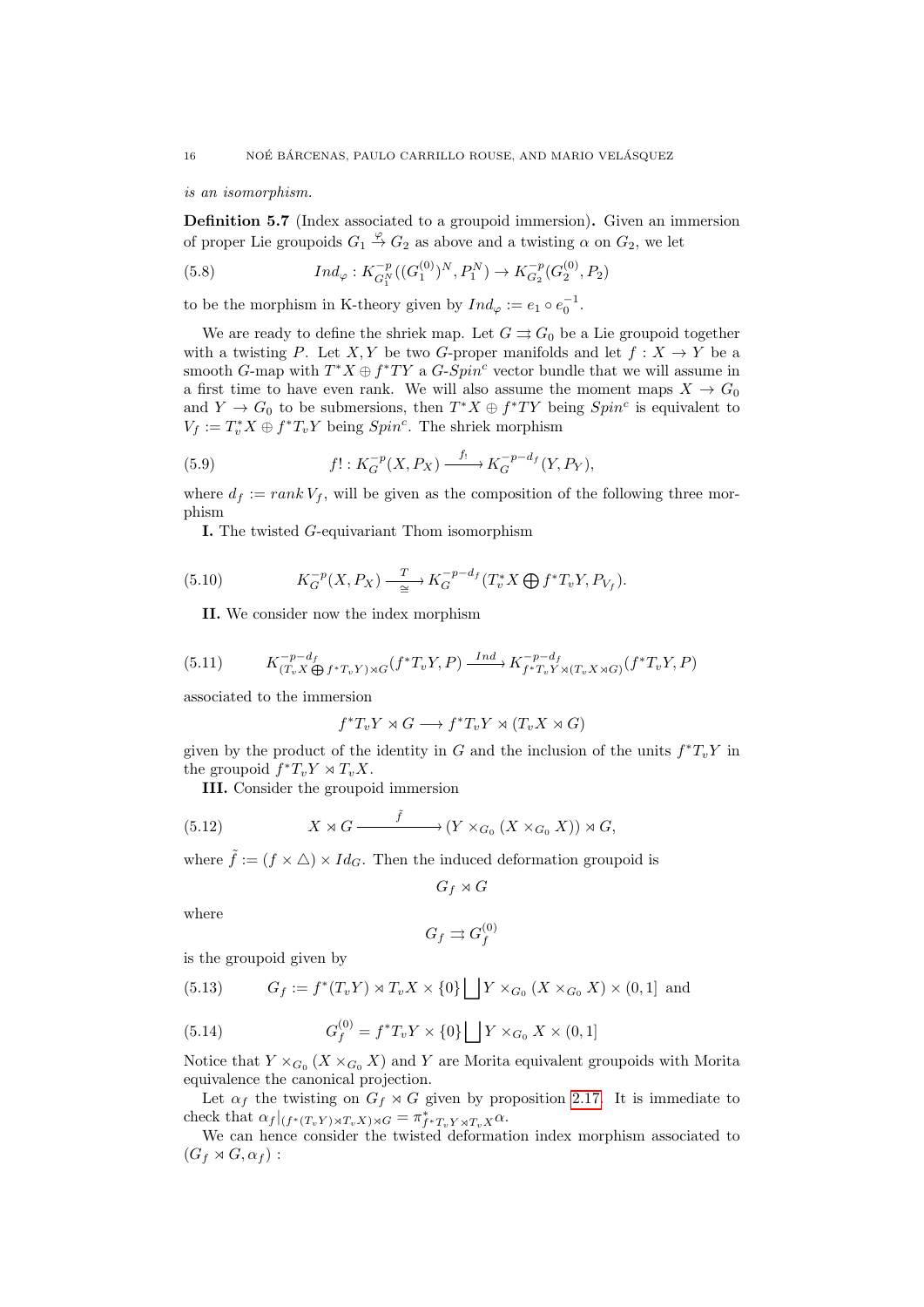*is an isomorphism.*

**Definition 5.7** (Index associated to a groupoid immersion)**.** Given an immersion of proper Lie groupoids $G_1 \overset{\varphi}{\to} G_2$ as above and a twisting $\alpha$ on $G_2$, we let

$$Ind_\varphi : K^{-p}_{G_1^N}((G_1^{(0)})^N, P_1^N) \to K^{-p}_{G_2}(G_2^{(0)}, P_2) \tag{5.8}$$

to be the morphism in K-theory given by $Ind_\varphi := e_1 \circ e_0^{-1}$.

We are ready to define the shriek map. Let $G \rightrightarrows G_0$ be a Lie groupoid together with a twisting $P$. Let $X, Y$ be two $G$-proper manifolds and let $f : X \to Y$ be a smooth $G$-map with $T^*X \oplus f^*TY$ a $G$-$Spin^c$ vector bundle that we will assume in a first time to have even rank. We will also assume the moment maps $X \to G_0$ and $Y \to G_0$ to be submersions, then $T^*X \oplus f^*TY$ being $Spin^c$ is equivalent to $V_f := T_v^*X \oplus f^*T_vY$ being $Spin^c$. The shriek morphism

$$f! : K^{-p}_G(X, P_X) \xrightarrow{f_!} K^{-p-d_f}_G(Y, P_Y), \tag{5.9}$$

where $d_f := rank\, V_f$, will be given as the composition of the following three morphism

**I.** The twisted $G$-equivariant Thom isomorphism

$$K^{-p}_G(X, P_X) \xrightarrow[\cong]{T} K^{-p-d_f}_G(T_v^*X \bigoplus f^*T_vY, P_{V_f}). \tag{5.10}$$

**II.** We consider now the index morphism

$$K^{-p-d_f}_{(T_vX \bigoplus f^*T_vY) \rtimes G}(f^*T_vY, P) \xrightarrow{Ind} K^{-p-d_f}_{f^*T_vY \rtimes (T_vX \rtimes G)}(f^*T_vY, P) \tag{5.11}$$

associated to the immersion

$$f^*T_vY \rtimes G \longrightarrow f^*T_vY \rtimes (T_vX \rtimes G)$$

given by the product of the identity in $G$ and the inclusion of the units $f^*T_vY$ in the groupoid $f^*T_vY \rtimes T_vX$.

**III.** Consider the groupoid immersion

$$X \rtimes G \xrightarrow{\tilde{f}} (Y \times_{G_0} (X \times_{G_0} X)) \rtimes G, \tag{5.12}$$

where $\tilde{f} := (f \times \triangle) \times Id_G$. Then the induced deformation groupoid is

$$G_f \rtimes G$$

where

$$G_f \rightrightarrows G_f^{(0)}$$

is the groupoid given by

$$G_f := f^*(T_vY) \rtimes T_vX \times \{0\} \bigsqcup Y \times_{G_0} (X \times_{G_0} X) \times (0,1] \text{ and} \tag{5.13}$$

$$G_f^{(0)} = f^*T_vY \times \{0\} \bigsqcup Y \times_{G_0} X \times (0,1] \tag{5.14}$$

Notice that $Y \times_{G_0} (X \times_{G_0} X)$ and $Y$ are Morita equivalent groupoids with Morita equivalence the canonical projection.

Let $\alpha_f$ the twisting on $G_f \rtimes G$ given by proposition 2.17. It is immediate to check that $\alpha_f|_{(f^*(T_vY) \rtimes T_vX) \rtimes G} = \pi^*_{f^*T_vY \rtimes T_vX}\alpha$.

We can hence consider the twisted deformation index morphism associated to $(G_f \rtimes G, \alpha_f)$ :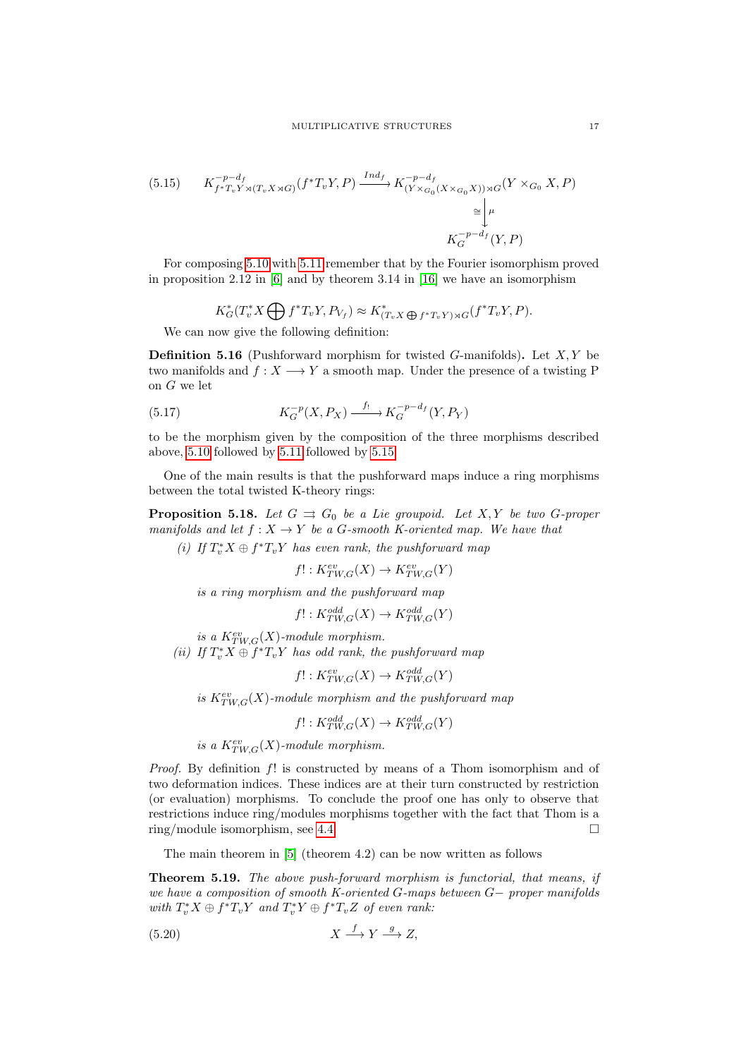$$
(5.15) \qquad K^{-p-d_f}_{f^*T_vY \rtimes (T_vX \rtimes G)}(f^*T_vY, P) \xrightarrow{Ind_f} K^{-p-d_f}_{(Y\times_{G_0}(X\times_{G_0}X))\rtimes G}(Y\times_{G_0} X, P) \xrightarrow[\cong]{\mu} K^{-p-d_f}_G(Y, P)
$$

For composing 5.10 with 5.11 remember that by the Fourier isomorphism proved in proposition 2.12 in [6] and by theorem 3.14 in [16] we have an isomorphism

$$
K^*_G(T^*_vX \bigoplus f^*T_vY, P_{V_f}) \approx K^*_{(T_vX \bigoplus f^*T_vY)\rtimes G}(f^*T_vY, P).
$$

We can now give the following definition:

**Definition 5.16** (Pushforward morphism for twisted $G$-manifolds)**.** Let $X, Y$ be two manifolds and $f : X \longrightarrow Y$ a smooth map. Under the presence of a twisting P on $G$ we let

$$
(5.17) \qquad K^{-p}_G(X, P_X) \xrightarrow{f_!} K^{-p-d_f}_G(Y, P_Y)
$$

to be the morphism given by the composition of the three morphisms described above, 5.10 followed by 5.11 followed by 5.15.

One of the main results is that the pushforward maps induce a ring morphisms between the total twisted K-theory rings:

**Proposition 5.18.** *Let $G \rightrightarrows G_0$ be a Lie groupoid. Let $X, Y$ be two $G$-proper manifolds and let $f : X \to Y$ be a $G$-smooth K-oriented map. We have that*

*(i) If $T^*_vX \oplus f^*T_vY$ has even rank, the pushforward map*

$$f! : K^{ev}_{TW,G}(X) \to K^{ev}_{TW,G}(Y)$$

*is a ring morphism and the pushforward map*

$$f! : K^{odd}_{TW,G}(X) \to K^{odd}_{TW,G}(Y)$$

*is a $K^{ev}_{TW,G}(X)$-module morphism.*

*(ii) If $T^*_vX \oplus f^*T_vY$ has odd rank, the pushforward map*

$$f! : K^{ev}_{TW,G}(X) \to K^{odd}_{TW,G}(Y)$$

*is $K^{ev}_{TW,G}(X)$-module morphism and the pushforward map*

$$f! : K^{odd}_{TW,G}(X) \to K^{odd}_{TW,G}(Y)$$

*is a $K^{ev}_{TW,G}(X)$-module morphism.*

*Proof.* By definition $f!$ is constructed by means of a Thom isomorphism and of two deformation indices. These indices are at their turn constructed by restriction (or evaluation) morphisms. To conclude the proof one has only to observe that restrictions induce ring/modules morphisms together with the fact that Thom is a ring/module isomorphism, see 4.4. □

The main theorem in [5] (theorem 4.2) can be now written as follows

**Theorem 5.19.** *The above push-forward morphism is functorial, that means, if we have a composition of smooth K-oriented $G$-maps between $G-$ proper manifolds with $T^*_vX \oplus f^*T_vY$ and $T^*_vY \oplus f^*T_vZ$ of even rank:*

$$
(5.20) \qquad X \xrightarrow{f} Y \xrightarrow{g} Z,
$$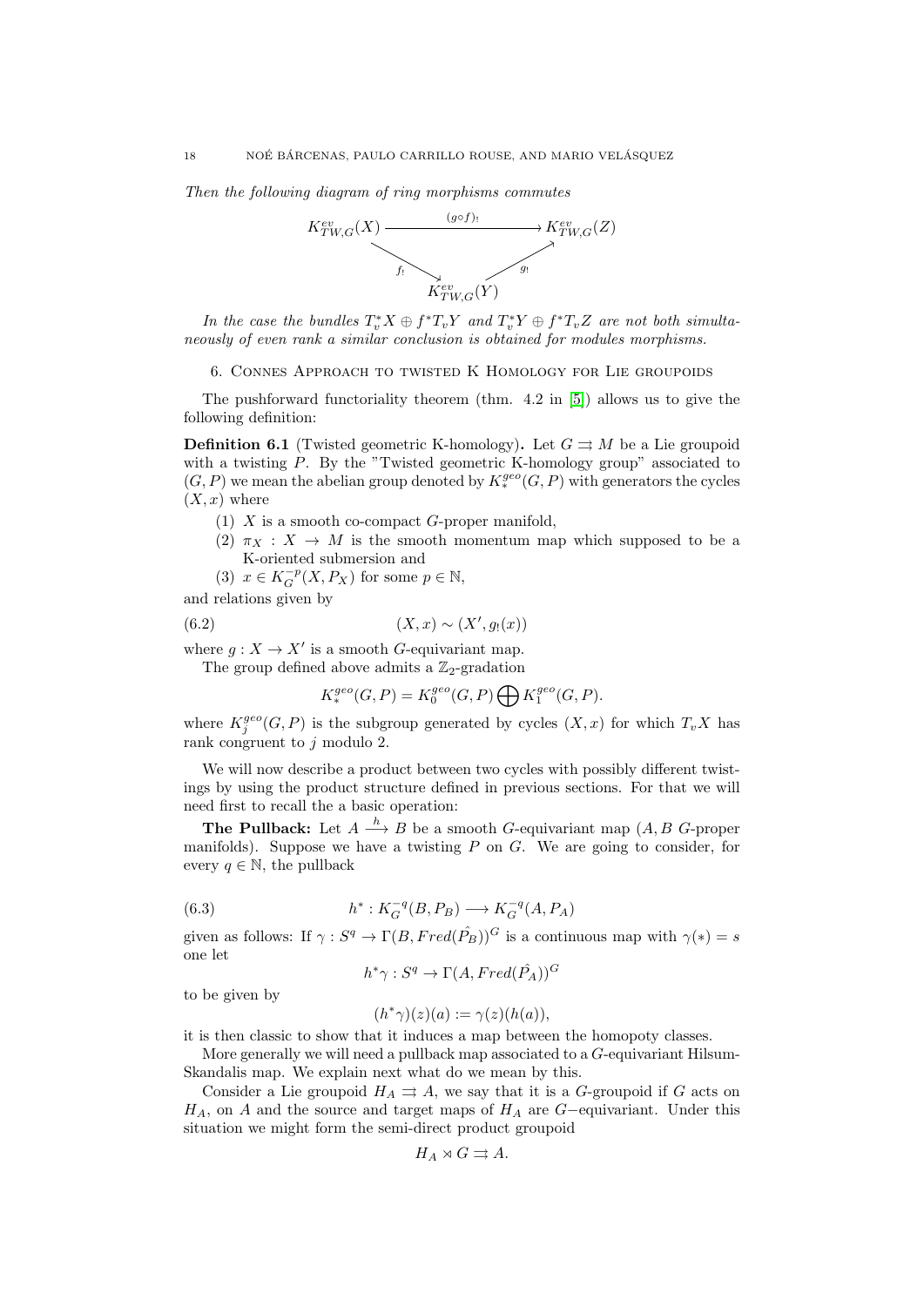*Then the following diagram of ring morphisms commutes*

$$
\begin{array}{ccc}
K^{ev}_{TW,G}(X) & \xrightarrow{\quad (g\circ f)_! \quad} & K^{ev}_{TW,G}(Z) \\
& {}_{f_!}\searrow \qquad \nearrow_{g_!} & \\
& K^{ev}_{TW,G}(Y) &
\end{array}
$$

*In the case the bundles $T_v^*X \oplus f^*T_vY$ and $T_v^*Y \oplus f^*T_vZ$ are not both simultaneously of even rank a similar conclusion is obtained for modules morphisms.*

## 6. Connes Approach to twisted K Homology for Lie groupoids

The pushforward functoriality theorem (thm. 4.2 in [5]) allows us to give the following definition:

**Definition 6.1** (Twisted geometric K-homology)**.** Let $G \rightrightarrows M$ be a Lie groupoid with a twisting $P$. By the "Twisted geometric K-homology group" associated to $(G, P)$ we mean the abelian group denoted by $K_*^{geo}(G, P)$ with generators the cycles $(X, x)$ where

(1) $X$ is a smooth co-compact $G$-proper manifold,
(2) $\pi_X : X \to M$ is the smooth momentum map which supposed to be a K-oriented submersion and
(3) $x \in K_G^{-p}(X, P_X)$ for some $p \in \mathbb{N}$,

and relations given by

$$(X, x) \sim (X', g_!(x)) \tag{6.2}$$

where $g : X \to X'$ is a smooth $G$-equivariant map.

The group defined above admits a $\mathbb{Z}_2$-gradation

$$K_*^{geo}(G, P) = K_0^{geo}(G, P) \bigoplus K_1^{geo}(G, P).$$

where $K_j^{geo}(G, P)$ is the subgroup generated by cycles $(X, x)$ for which $T_vX$ has rank congruent to $j$ modulo 2.

We will now describe a product between two cycles with possibly different twistings by using the product structure defined in previous sections. For that we will need first to recall the a basic operation:

**The Pullback:** Let $A \xrightarrow{h} B$ be a smooth $G$-equivariant map ($A, B$ $G$-proper manifolds). Suppose we have a twisting $P$ on $G$. We are going to consider, for every $q \in \mathbb{N}$, the pullback

$$h^* : K_G^{-q}(B, P_B) \longrightarrow K_G^{-q}(A, P_A) \tag{6.3}$$

given as follows: If $\gamma : S^q \to \Gamma(B, Fred(\hat{P_B}))^G$ is a continuous map with $\gamma(*) = s$ one let

$$h^*\gamma : S^q \to \Gamma(A, Fred(\hat{P_A}))^G$$

to be given by

$$(h^*\gamma)(z)(a) := \gamma(z)(h(a)),$$

it is then classic to show that it induces a map between the homopoty classes.

More generally we will need a pullback map associated to a $G$-equivariant Hilsum-Skandalis map. We explain next what do we mean by this.

Consider a Lie groupoid $H_A \rightrightarrows A$, we say that it is a $G$-groupoid if $G$ acts on $H_A$, on $A$ and the source and target maps of $H_A$ are $G-$equivariant. Under this situation we might form the semi-direct product groupoid

$$H_A \rtimes G \rightrightarrows A.$$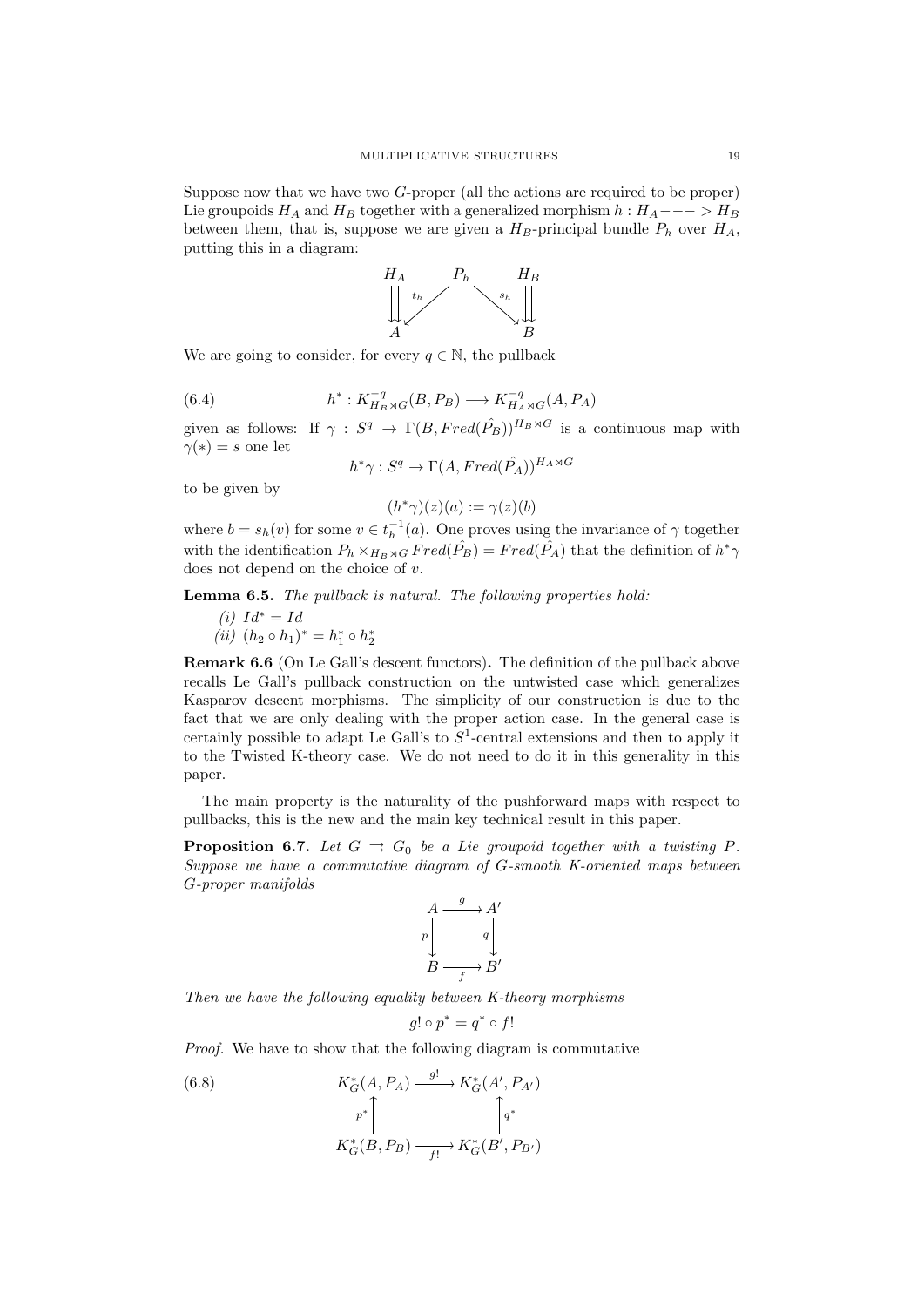Suppose now that we have two $G$-proper (all the actions are required to be proper) Lie groupoids $H_A$ and $H_B$ together with a generalized morphism $h : H_A - - - > H_B$ between them, that is, suppose we are given a $H_B$-principal bundle $P_h$ over $H_A$, putting this in a diagram:

$$\begin{array}{ccccc} H_A & & P_h & & H_B \\ \downdownarrows & \swarrow_{t_h} & & \searrow^{s_h} & \downdownarrows \\ A & & & & B \end{array}$$

We are going to consider, for every $q \in \mathbb{N}$, the pullback

$$h^* : K^{-q}_{H_B \rtimes G}(B, P_B) \longrightarrow K^{-q}_{H_A \rtimes G}(A, P_A) \tag{6.4}$$

given as follows: If $\gamma : S^q \to \Gamma(B, Fred(\hat{P_B}))^{H_B \rtimes G}$ is a continuous map with $\gamma(*) = s$ one let

$$h^*\gamma : S^q \to \Gamma(A, Fred(\hat{P_A}))^{H_A \rtimes G}$$

to be given by

$$(h^*\gamma)(z)(a) := \gamma(z)(b)$$

where $b = s_h(v)$ for some $v \in t_h^{-1}(a)$. One proves using the invariance of $\gamma$ together with the identification $P_h \times_{H_B \rtimes G} Fred(\hat{P_B}) = Fred(\hat{P_A})$ that the definition of $h^*\gamma$ does not depend on the choice of $v$.

**Lemma 6.5.** *The pullback is natural. The following properties hold:*

*(i)* $Id^* = Id$
*(ii)* $(h_2 \circ h_1)^* = h_1^* \circ h_2^*$

**Remark 6.6** (On Le Gall's descent functors)**.** The definition of the pullback above recalls Le Gall's pullback construction on the untwisted case which generalizes Kasparov descent morphisms. The simplicity of our construction is due to the fact that we are only dealing with the proper action case. In the general case is certainly possible to adapt Le Gall's to $S^1$-central extensions and then to apply it to the Twisted K-theory case. We do not need to do it in this generality in this paper.

The main property is the naturality of the pushforward maps with respect to pullbacks, this is the new and the main key technical result in this paper.

**Proposition 6.7.** *Let $G \rightrightarrows G_0$ be a Lie groupoid together with a twisting $P$. Suppose we have a commutative diagram of $G$-smooth K-oriented maps between $G$-proper manifolds*

$$\begin{array}{ccc} A & \xrightarrow{g} & A' \\ {\scriptstyle p}\downarrow & & \downarrow{\scriptstyle q} \\ B & \xrightarrow[f]{} & B' \end{array}$$

*Then we have the following equality between K-theory morphisms*

$$g! \circ p^* = q^* \circ f!$$

*Proof.* We have to show that the following diagram is commutative

$$\begin{array}{ccc} K^*_G(A, P_A) & \xrightarrow{g!} & K^*_G(A', P_{A'}) \\ {\scriptstyle p^*}\uparrow & & \uparrow{\scriptstyle q^*} \\ K^*_G(B, P_B) & \xrightarrow[f!]{} & K^*_G(B', P_{B'}) \end{array} \tag{6.8}$$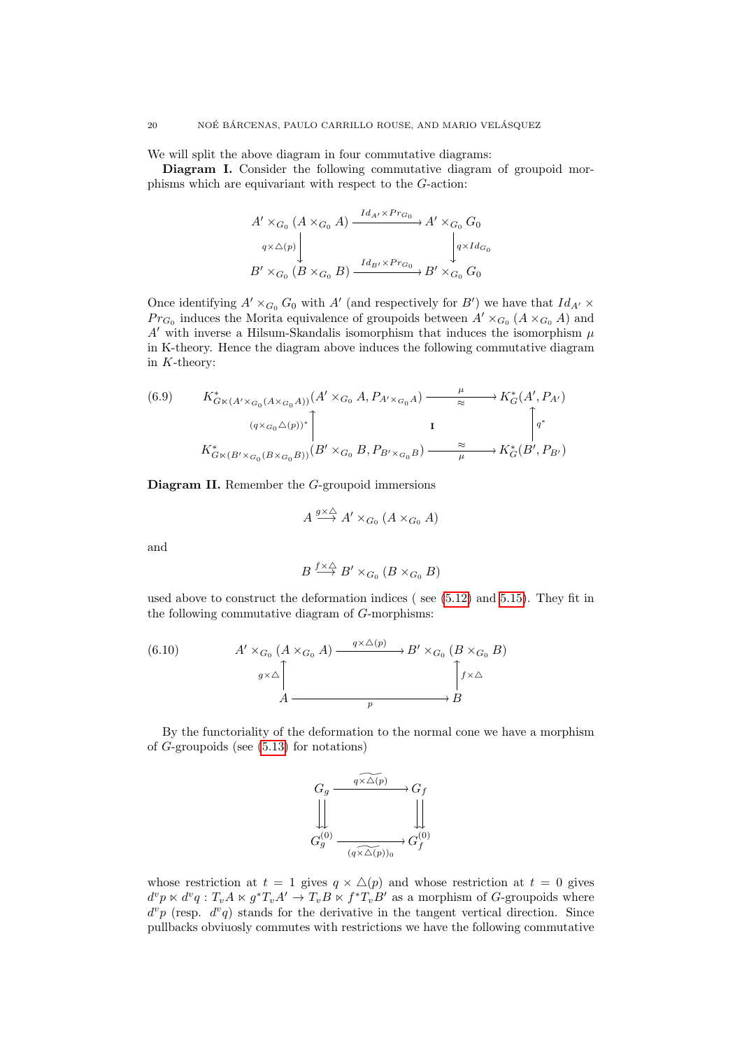We will split the above diagram in four commutative diagrams:

**Diagram I.** Consider the following commutative diagram of groupoid morphisms which are equivariant with respect to the $G$-action:

$$\begin{array}{ccc}
A' \times_{G_0} (A \times_{G_0} A) & \xrightarrow{Id_{A'} \times Pr_{G_0}} & A' \times_{G_0} G_0 \\
{\scriptstyle q \times \triangle(p)} \downarrow & & \downarrow {\scriptstyle q \times Id_{G_0}} \\
B' \times_{G_0} (B \times_{G_0} B) & \xrightarrow{Id_{B'} \times Pr_{G_0}} & B' \times_{G_0} G_0
\end{array}$$

Once identifying $A' \times_{G_0} G_0$ with $A'$ (and respectively for $B'$) we have that $Id_{A'} \times Pr_{G_0}$ induces the Morita equivalence of groupoids between $A' \times_{G_0} (A \times_{G_0} A)$ and $A'$ with inverse a Hilsum-Skandalis isomorphism that induces the isomorphism $\mu$ in K-theory. Hence the diagram above induces the following commutative diagram in $K$-theory:

$$\begin{array}{ccc}
K^*_{G \ltimes (A' \times_{G_0} (A \times_{G_0} A))}(A' \times_{G_0} A, P_{A' \times_{G_0} A}) & \xrightarrow[\approx]{\mu} & K^*_G(A', P_{A'}) \\
{\scriptstyle (q \times_{G_0} \triangle(p))^*} \uparrow & \mathbf{I} & \uparrow {\scriptstyle q^*} \\
K^*_{G \ltimes (B' \times_{G_0} (B \times_{G_0} B))}(B' \times_{G_0} B, P_{B' \times_{G_0} B}) & \xrightarrow[\mu]{\approx} & K^*_G(B', P_{B'})
\end{array} \tag{6.9}$$

**Diagram II.** Remember the $G$-groupoid immersions

$$A \stackrel{g \times \triangle}{\longrightarrow} A' \times_{G_0} (A \times_{G_0} A)$$

and

$$B \stackrel{f \times \triangle}{\longrightarrow} B' \times_{G_0} (B \times_{G_0} B)$$

used above to construct the deformation indices ( see (5.12) and 5.15). They fit in the following commutative diagram of $G$-morphisms:

$$\begin{array}{ccc}
A' \times_{G_0} (A \times_{G_0} A) & \xrightarrow{q \times \triangle(p)} & B' \times_{G_0} (B \times_{G_0} B) \\
{\scriptstyle g \times \triangle} \uparrow & & \uparrow {\scriptstyle f \times \triangle} \\
A & \xrightarrow[p]{} & B
\end{array} \tag{6.10}$$

By the functoriality of the deformation to the normal cone we have a morphism of $G$-groupoids (see (5.13) for notations)

$$\begin{array}{ccc}
G_g & \xrightarrow{\widetilde{q \times \triangle(p)}} & G_f \\
\downarrow\downarrow & & \downarrow\downarrow \\
G_g^{(0)} & \xrightarrow[(\widetilde{q \times \triangle(p)})_0]{} & G_f^{(0)}
\end{array}$$

whose restriction at $t = 1$ gives $q \times \triangle(p)$ and whose restriction at $t = 0$ gives $d^v p \ltimes d^v q : T_v A \ltimes g^* T_v A' \to T_v B \ltimes f^* T_v B'$ as a morphism of $G$-groupoids where $d^v p$ (resp. $d^v q$) stands for the derivative in the tangent vertical direction. Since pullbacks obviuosly commutes with restrictions we have the following commutative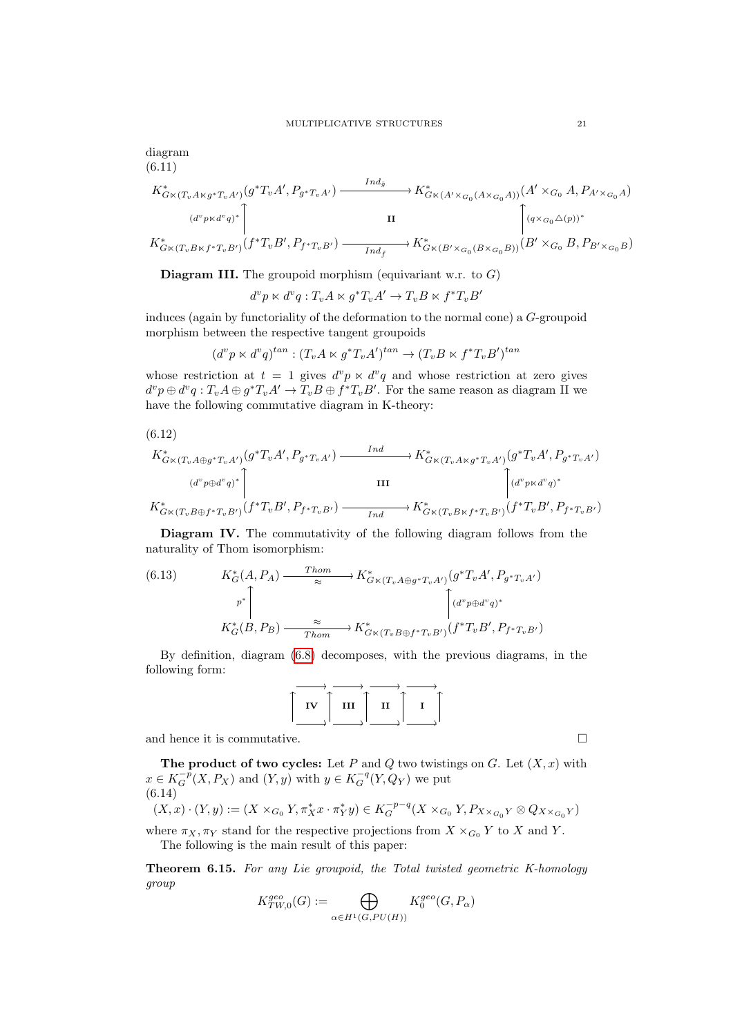diagram

(6.11)

$$
\begin{array}{ccc}
K^*_{G\ltimes(T_vA\ltimes g^*T_vA')}(g^*T_vA',P_{g^*T_vA'}) & \xrightarrow{Ind_{\tilde{g}}} & K^*_{G\ltimes(A'\times_{G_0}(A\times_{G_0}A))}(A'\times_{G_0}A,P_{A'\times_{G_0}A}) \\
{\scriptstyle (d^vp\ltimes d^vq)^*}\uparrow & \textbf{II} & \uparrow{\scriptstyle (q\times_{G_0}\triangle(p))^*} \\
K^*_{G\ltimes(T_vB\ltimes f^*T_vB')}(f^*T_vB',P_{f^*T_vB'}) & \xrightarrow[Ind_{\tilde{f}}]{} & K^*_{G\ltimes(B'\times_{G_0}(B\times_{G_0}B))}(B'\times_{G_0}B,P_{B'\times_{G_0}B})
\end{array}
$$

**Diagram III.** The groupoid morphism (equivariant w.r.t. to $G$)

$$d^vp\ltimes d^vq : T_vA\ltimes g^*T_vA'\to T_vB\ltimes f^*T_vB'$$

induces (again by functoriality of the deformation to the normal cone) a $G$-groupoid morphism between the respective tangent groupoids

$$(d^vp\ltimes d^vq)^{tan}:(T_vA\ltimes g^*T_vA')^{tan}\to (T_vB\ltimes f^*T_vB')^{tan}$$

whose restriction at $t=1$ gives $d^vp\ltimes d^vq$ and whose restriction at zero gives $d^vp\oplus d^vq : T_vA\oplus g^*T_vA'\to T_vB\oplus f^*T_vB'$. For the same reason as diagram II we have the following commutative diagram in K-theory:

(6.12)

$$
\begin{array}{ccc}
K^*_{G\ltimes(T_vA\oplus g^*T_vA')}(g^*T_vA',P_{g^*T_vA'}) & \xrightarrow{Ind} & K^*_{G\ltimes(T_vA\ltimes g^*T_vA')}(g^*T_vA',P_{g^*T_vA'}) \\
{\scriptstyle (d^vp\oplus d^vq)^*}\uparrow & \textbf{III} & \uparrow{\scriptstyle (d^vp\ltimes d^vq)^*} \\
K^*_{G\ltimes(T_vB\oplus f^*T_vB')}(f^*T_vB',P_{f^*T_vB'}) & \xrightarrow[Ind]{} & K^*_{G\ltimes(T_vB\ltimes f^*T_vB')}(f^*T_vB',P_{f^*T_vB'})
\end{array}
$$

**Diagram IV.** The commutativity of the following diagram follows from the naturality of Thom isomorphism:

(6.13)

$$
\begin{array}{ccc}
K^*_G(A,P_A) & \xrightarrow[\approx]{Thom} & K^*_{G\ltimes(T_vA\oplus g^*T_vA')}(g^*T_vA',P_{g^*T_vA'}) \\
{\scriptstyle p^*}\uparrow & & \uparrow{\scriptstyle (d^vp\oplus d^vq)^*} \\
K^*_G(B,P_B) & \xrightarrow[Thom]{\approx} & K^*_{G\ltimes(T_vB\oplus f^*T_vB')}(f^*T_vB',P_{f^*T_vB'})
\end{array}
$$

By definition, diagram (6.8) decomposes, with the previous diagrams, in the following form:

$$
\begin{array}{ccccccccc}
 & \longrightarrow & & \longrightarrow & & \longrightarrow & & \longrightarrow & \\
\uparrow & \textbf{IV} & \uparrow & \textbf{III} & \uparrow & \textbf{II} & \uparrow & \textbf{I} & \uparrow \\
 & \longrightarrow & & \longrightarrow & & \longrightarrow & & \longrightarrow &
\end{array}
$$

and hence it is commutative. □

**The product of two cycles:** Let $P$ and $Q$ two twistings on $G$. Let $(X,x)$ with $x\in K^{-p}_G(X,P_X)$ and $(Y,y)$ with $y\in K^{-q}_G(Y,Q_Y)$ we put

(6.14)

$$(X,x)\cdot(Y,y):=(X\times_{G_0}Y,\pi_X^*x\cdot\pi_Y^*y)\in K^{-p-q}_G(X\times_{G_0}Y,P_{X\times_{G_0}Y}\otimes Q_{X\times_{G_0}Y})$$

where $\pi_X,\pi_Y$ stand for the respective projections from $X\times_{G_0}Y$ to $X$ and $Y$.

The following is the main result of this paper:

**Theorem 6.15.** *For any Lie groupoid, the Total twisted geometric K-homology group*

$$K^{geo}_{TW,0}(G):=\bigoplus_{\alpha\in H^1(G,PU(H))}K^{geo}_0(G,P_\alpha)$$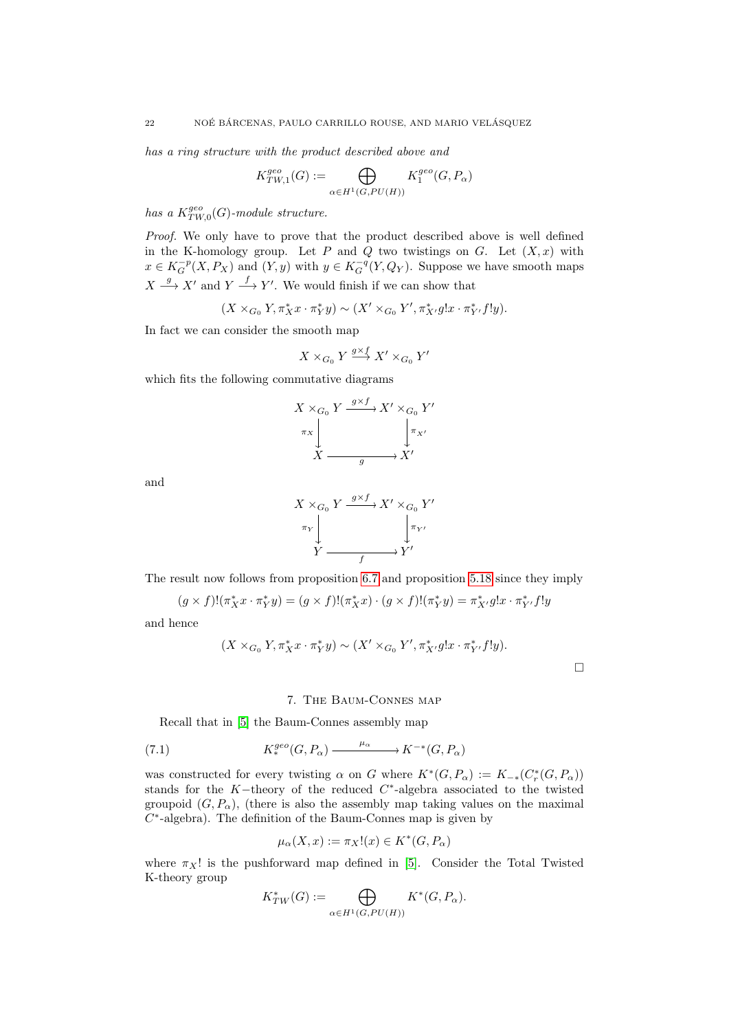*has a ring structure with the product described above and*

$$K^{geo}_{TW,1}(G) := \bigoplus_{\alpha \in H^1(G,PU(H))} K^{geo}_1(G, P_\alpha)$$

*has a $K^{geo}_{TW,0}(G)$-module structure.*

*Proof.* We only have to prove that the product described above is well defined in the K-homology group. Let $P$ and $Q$ two twistings on $G$. Let $(X, x)$ with $x \in K^{-p}_G(X, P_X)$ and $(Y, y)$ with $y \in K^{-q}_G(Y, Q_Y)$. Suppose we have smooth maps $X \xrightarrow{g} X'$ and $Y \xrightarrow{f} Y'$. We would finish if we can show that

$$(X \times_{G_0} Y, \pi^*_X x \cdot \pi^*_Y y) \sim (X' \times_{G_0} Y', \pi^*_{X'} g!x \cdot \pi^*_{Y'} f!y).$$

In fact we can consider the smooth map

$$X \times_{G_0} Y \xrightarrow{g\times f} X' \times_{G_0} Y'$$

which fits the following commutative diagrams

$$\begin{array}{ccc} X \times_{G_0} Y & \xrightarrow{g\times f} & X' \times_{G_0} Y' \\ \downarrow{\scriptstyle \pi_X} & & \downarrow{\scriptstyle \pi_{X'}} \\ X & \xrightarrow[g]{} & X' \end{array}$$

and

$$\begin{array}{ccc} X \times_{G_0} Y & \xrightarrow{g\times f} & X' \times_{G_0} Y' \\ \downarrow{\scriptstyle \pi_Y} & & \downarrow{\scriptstyle \pi_{Y'}} \\ Y & \xrightarrow[f]{} & Y' \end{array}$$

The result now follows from proposition 6.7 and proposition 5.18 since they imply

$$(g \times f)!(\pi^*_X x \cdot \pi^*_Y y) = (g \times f)!(\pi^*_X x) \cdot (g \times f)!(\pi^*_Y y) = \pi^*_{X'} g!x \cdot \pi^*_{Y'} f!y$$

and hence

$$(X \times_{G_0} Y, \pi^*_X x \cdot \pi^*_Y y) \sim (X' \times_{G_0} Y', \pi^*_{X'} g!x \cdot \pi^*_{Y'} f!y).$$

$\square$

## 7. The Baum-Connes map

Recall that in [5] the Baum-Connes assembly map

$$K^{geo}_*(G, P_\alpha) \xrightarrow{\mu_\alpha} K^{-*}(G, P_\alpha) \tag{7.1}$$

was constructed for every twisting $\alpha$ on $G$ where $K^*(G, P_\alpha) := K_{-*}(C^*_r(G, P_\alpha))$ stands for the $K-$theory of the reduced $C^*$-algebra associated to the twisted groupoid $(G, P_\alpha)$, (there is also the assembly map taking values on the maximal $C^*$-algebra). The definition of the Baum-Connes map is given by

$$\mu_\alpha(X, x) := \pi_X!(x) \in K^*(G, P_\alpha)$$

where $\pi_X!$ is the pushforward map defined in [5]. Consider the Total Twisted K-theory group

$$K^*_{TW}(G) := \bigoplus_{\alpha \in H^1(G,PU(H))} K^*(G, P_\alpha).$$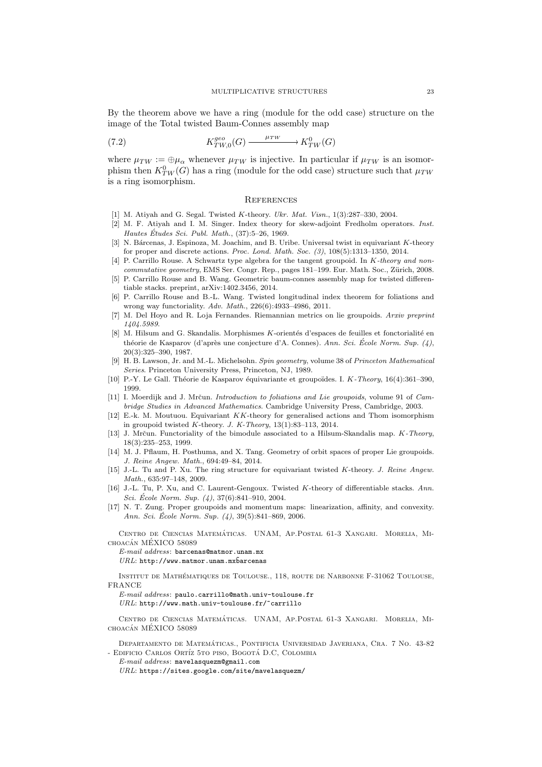By the theorem above we have a ring (module for the odd case) structure on the image of the Total twisted Baum-Connes assembly map

$$K^{geo}_{TW,0}(G) \xrightarrow{\mu_{TW}} K^0_{TW}(G) \tag{7.2}$$

where $\mu_{TW} := \oplus \mu_\alpha$ whenever $\mu_{TW}$ is injective. In particular if $\mu_{TW}$ is an isomorphism then $K^0_{TW}(G)$ has a ring (module for the odd case) structure such that $\mu_{TW}$ is a ring isomorphism.

## References

[1] M. Atiyah and G. Segal. Twisted $K$-theory. *Ukr. Mat. Visn.*, 1(3):287–330, 2004.

[2] M. F. Atiyah and I. M. Singer. Index theory for skew-adjoint Fredholm operators. *Inst. Hautes Études Sci. Publ. Math.*, (37):5–26, 1969.

[3] N. Bárcenas, J. Espinoza, M. Joachim, and B. Uribe. Universal twist in equivariant $K$-theory for proper and discrete actions. *Proc. Lond. Math. Soc. (3)*, 108(5):1313–1350, 2014.

[4] P. Carrillo Rouse. A Schwartz type algebra for the tangent groupoid. In *$K$-theory and noncommutative geometry*, EMS Ser. Congr. Rep., pages 181–199. Eur. Math. Soc., Zürich, 2008.

[5] P. Carrillo Rouse and B. Wang. Geometric baum-connes assembly map for twisted differentiable stacks. preprint, arXiv:1402.3456, 2014.

[6] P. Carrillo Rouse and B.-L. Wang. Twisted longitudinal index theorem for foliations and wrong way functoriality. *Adv. Math.*, 226(6):4933–4986, 2011.

[7] M. Del Hoyo and R. Loja Fernandes. Riemannian metrics on lie groupoids. *Arxiv preprint 1404.5989*.

[8] M. Hilsum and G. Skandalis. Morphismes $K$-orientés d'espaces de feuilles et fonctorialité en théorie de Kasparov (d'après une conjecture d'A. Connes). *Ann. Sci. École Norm. Sup. (4)*, 20(3):325–390, 1987.

[9] H. B. Lawson, Jr. and M.-L. Michelsohn. *Spin geometry*, volume 38 of *Princeton Mathematical Series*. Princeton University Press, Princeton, NJ, 1989.

[10] P.-Y. Le Gall. Théorie de Kasparov équivariante et groupoïdes. I. *$K$-Theory*, 16(4):361–390, 1999.

[11] I. Moerdijk and J. Mrčun. *Introduction to foliations and Lie groupoids*, volume 91 of *Cambridge Studies in Advanced Mathematics*. Cambridge University Press, Cambridge, 2003.

[12] E.-k. M. Moutuou. Equivariant $KK$-theory for generalised actions and Thom isomorphism in groupoid twisted $K$-theory. *J. K-Theory*, 13(1):83–113, 2014.

[13] J. Mrčun. Functoriality of the bimodule associated to a Hilsum-Skandalis map. *$K$-Theory*, 18(3):235–253, 1999.

[14] M. J. Pflaum, H. Posthuma, and X. Tang. Geometry of orbit spaces of proper Lie groupoids. *J. Reine Angew. Math.*, 694:49–84, 2014.

[15] J.-L. Tu and P. Xu. The ring structure for equivariant twisted $K$-theory. *J. Reine Angew. Math.*, 635:97–148, 2009.

[16] J.-L. Tu, P. Xu, and C. Laurent-Gengoux. Twisted $K$-theory of differentiable stacks. *Ann. Sci. École Norm. Sup. (4)*, 37(6):841–910, 2004.

[17] N. T. Zung. Proper groupoids and momentum maps: linearization, affinity, and convexity. *Ann. Sci. École Norm. Sup. (4)*, 39(5):841–869, 2006.

Centro de Ciencias Matemáticas. UNAM, Ap.Postal 61-3 Xangari. Morelia, Michoacán MÉXICO 58089

*E-mail address*: barcenas@matmor.unam.mx

*URL*: http://www.matmor.unam.mx~barcenas

Institut de Mathématiques de Toulouse., 118, route de Narbonne F-31062 Toulouse, FRANCE

*E-mail address*: paulo.carrillo@math.univ-toulouse.fr

*URL*: http://www.math.univ-toulouse.fr/~carrillo

Centro de Ciencias Matemáticas. UNAM, Ap.Postal 61-3 Xangari. Morelia, Michoacán MÉXICO 58089

Departamento de Matemáticas., Pontificia Universidad Javeriana, Cra. 7 No. 43-82 - Edificio Carlos Ortíz 5to piso, Bogotá D.C, Colombia

*E-mail address*: mavelasquezm@gmail.com

*URL*: https://sites.google.com/site/mavelasquezm/